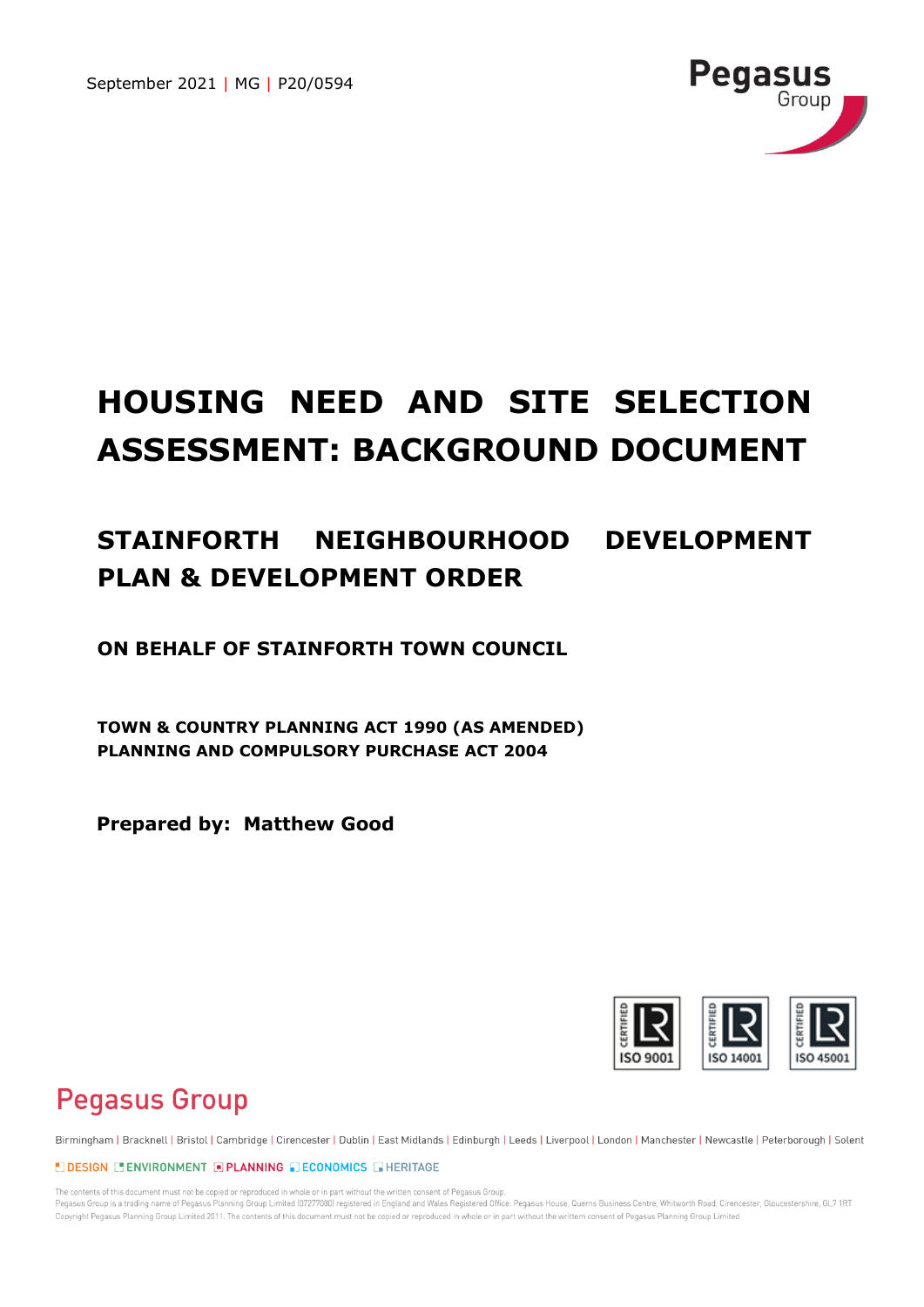September 2021 | MG | P20/0594

# HOUSING NEED AND SITE SELECTION ASSESSMENT: BACKGROUND DOCUMENT

## STAINFORTH NEIGHBOURHOOD DEVELOPMENT PLAN & DEVELOPMENT ORDER

**ON BEHALF OF STAINFORTH TOWN COUNCIL**

**TOWN & COUNTRY PLANNING ACT 1990 (AS AMENDED)**
**PLANNING AND COMPULSORY PURCHASE ACT 2004**

**Prepared by: Matthew Good**

Pegasus Group

Birmingham | Bracknell | Bristol | Cambridge | Cirencester | Dublin | East Midlands | Edinburgh | Leeds | Liverpool | London | Manchester | Newcastle | Peterborough | Solent

DESIGN ENVIRONMENT PLANNING ECONOMICS HERITAGE

The contents of this document must not be copied or reproduced in whole or in part without the written consent of Pegasus Group.
Pegasus Group is a trading name of Pegasus Planning Group Limited (07277000) registered in England and Wales Registered Office: Pegasus House, Querns Business Centre, Whitworth Road, Cirencester, Gloucestershire, GL7 1RT
Copyright Pegasus Planning Group Limited 2011. The contents of this document must not be copied or reproduced in whole or in part without the written consent of Pegasus Planning Group Limited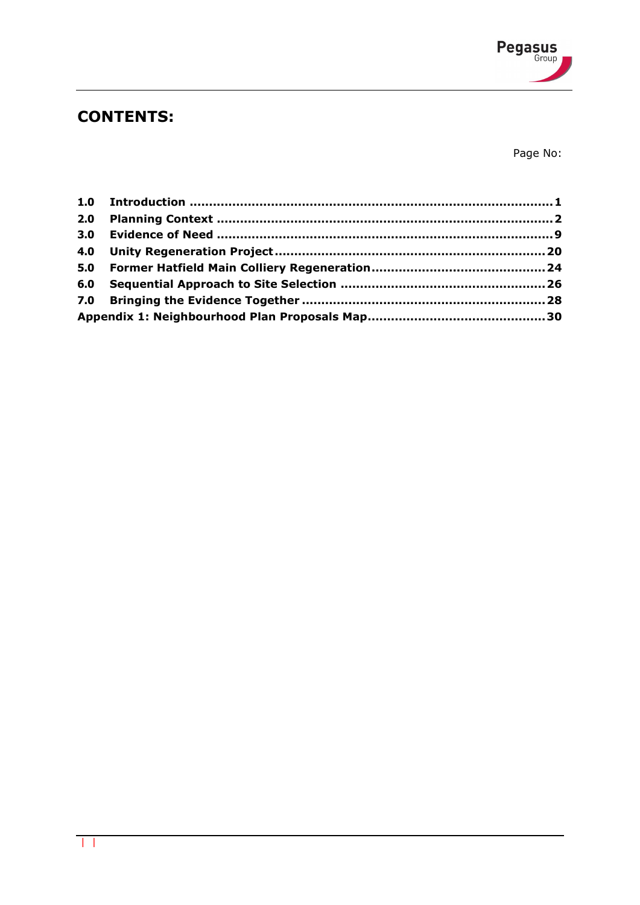## CONTENTS:

Page No:

| | | |
|---|---|---|
| **1.0** | **Introduction** | **1** |
| **2.0** | **Planning Context** | **2** |
| **3.0** | **Evidence of Need** | **9** |
| **4.0** | **Unity Regeneration Project** | **20** |
| **5.0** | **Former Hatfield Main Colliery Regeneration** | **24** |
| **6.0** | **Sequential Approach to Site Selection** | **26** |
| **7.0** | **Bringing the Evidence Together** | **28** |
| **Appendix 1: Neighbourhood Plan Proposals Map** | | **30** |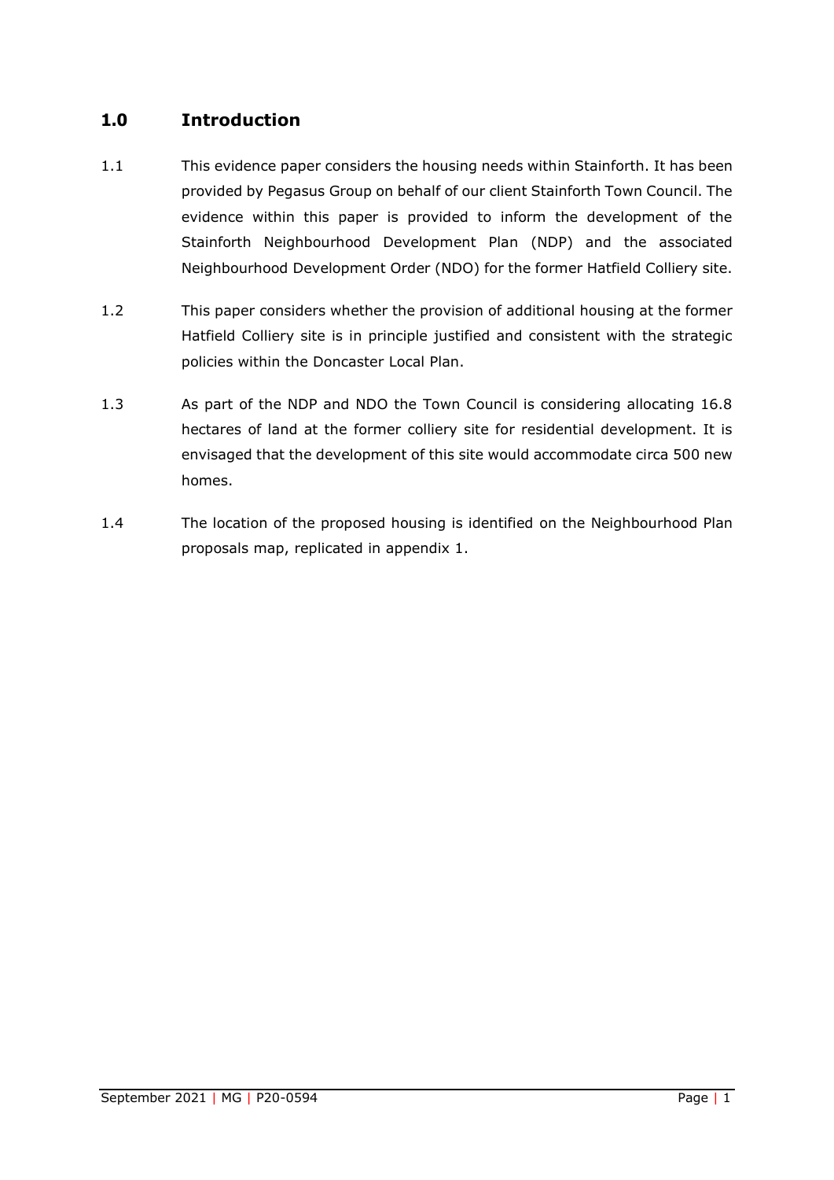## 1.0 Introduction

1.1 This evidence paper considers the housing needs within Stainforth. It has been provided by Pegasus Group on behalf of our client Stainforth Town Council. The evidence within this paper is provided to inform the development of the Stainforth Neighbourhood Development Plan (NDP) and the associated Neighbourhood Development Order (NDO) for the former Hatfield Colliery site.

1.2 This paper considers whether the provision of additional housing at the former Hatfield Colliery site is in principle justified and consistent with the strategic policies within the Doncaster Local Plan.

1.3 As part of the NDP and NDO the Town Council is considering allocating 16.8 hectares of land at the former colliery site for residential development. It is envisaged that the development of this site would accommodate circa 500 new homes.

1.4 The location of the proposed housing is identified on the Neighbourhood Plan proposals map, replicated in appendix 1.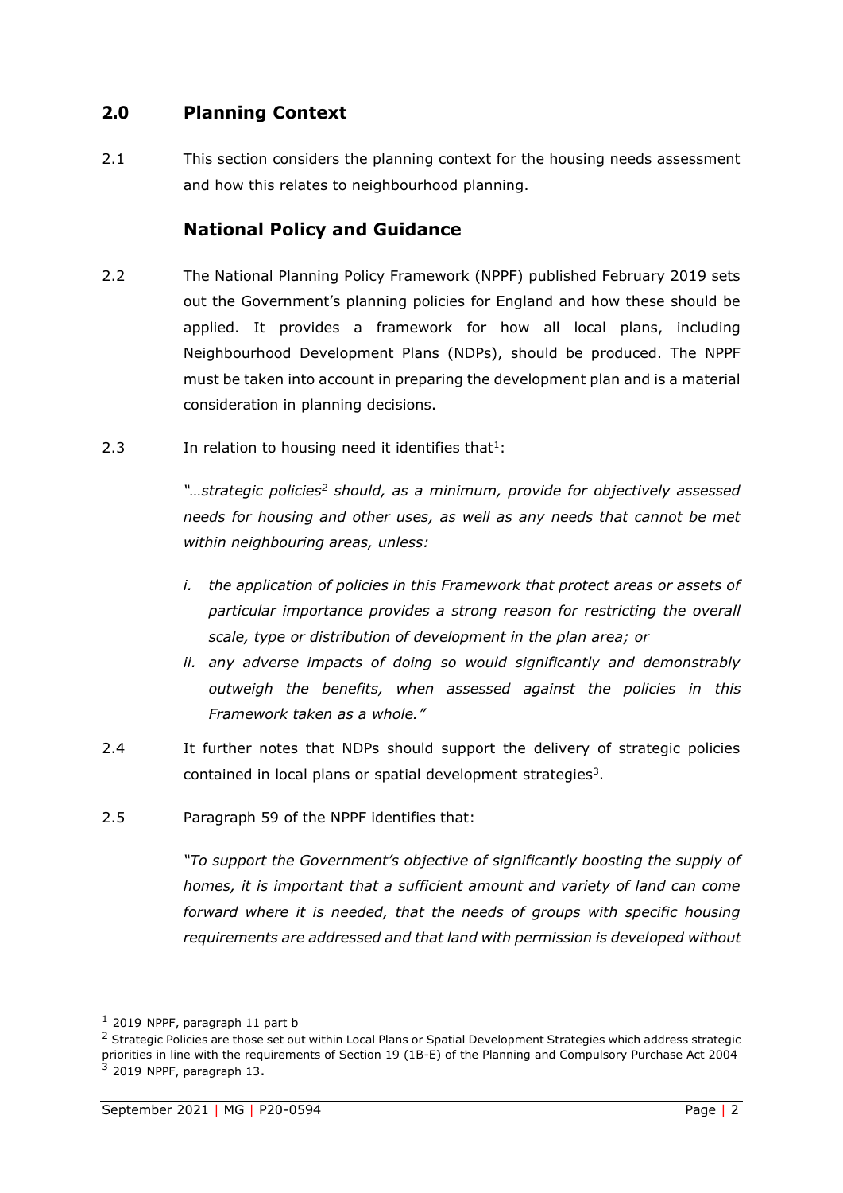## 2.0 Planning Context

2.1 This section considers the planning context for the housing needs assessment and how this relates to neighbourhood planning.

### National Policy and Guidance

2.2 The National Planning Policy Framework (NPPF) published February 2019 sets out the Government's planning policies for England and how these should be applied. It provides a framework for how all local plans, including Neighbourhood Development Plans (NDPs), should be produced. The NPPF must be taken into account in preparing the development plan and is a material consideration in planning decisions.

2.3 In relation to housing need it identifies that[1]:

*"…strategic policies[2] should, as a minimum, provide for objectively assessed needs for housing and other uses, as well as any needs that cannot be met within neighbouring areas, unless:*

*i. the application of policies in this Framework that protect areas or assets of particular importance provides a strong reason for restricting the overall scale, type or distribution of development in the plan area; or*
*ii. any adverse impacts of doing so would significantly and demonstrably outweigh the benefits, when assessed against the policies in this Framework taken as a whole."*

2.4 It further notes that NDPs should support the delivery of strategic policies contained in local plans or spatial development strategies[3].

2.5 Paragraph 59 of the NPPF identifies that:

*"To support the Government's objective of significantly boosting the supply of homes, it is important that a sufficient amount and variety of land can come forward where it is needed, that the needs of groups with specific housing requirements are addressed and that land with permission is developed without*

---

[1] 2019 NPPF, paragraph 11 part b

[2] Strategic Policies are those set out within Local Plans or Spatial Development Strategies which address strategic priorities in line with the requirements of Section 19 (1B-E) of the Planning and Compulsory Purchase Act 2004

[3] 2019 NPPF, paragraph 13.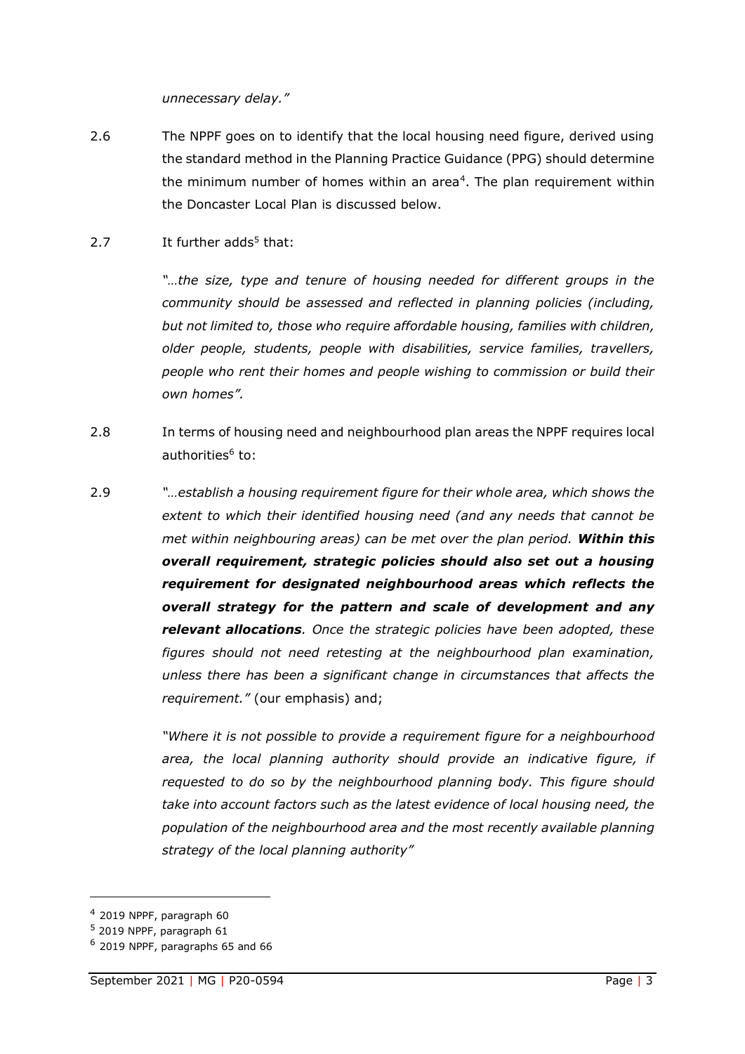*unnecessary delay."*

2.6 The NPPF goes on to identify that the local housing need figure, derived using the standard method in the Planning Practice Guidance (PPG) should determine the minimum number of homes within an area[4]. The plan requirement within the Doncaster Local Plan is discussed below.

2.7 It further adds[5] that:

*"…the size, type and tenure of housing needed for different groups in the community should be assessed and reflected in planning policies (including, but not limited to, those who require affordable housing, families with children, older people, students, people with disabilities, service families, travellers, people who rent their homes and people wishing to commission or build their own homes".*

2.8 In terms of housing need and neighbourhood plan areas the NPPF requires local authorities[6] to:

2.9 *"…establish a housing requirement figure for their whole area, which shows the extent to which their identified housing need (and any needs that cannot be met within neighbouring areas) can be met over the plan period. **Within this overall requirement, strategic policies should also set out a housing requirement for designated neighbourhood areas which reflects the overall strategy for the pattern and scale of development and any relevant allocations**. Once the strategic policies have been adopted, these figures should not need retesting at the neighbourhood plan examination, unless there has been a significant change in circumstances that affects the requirement."* (our emphasis) and;

*"Where it is not possible to provide a requirement figure for a neighbourhood area, the local planning authority should provide an indicative figure, if requested to do so by the neighbourhood planning body. This figure should take into account factors such as the latest evidence of local housing need, the population of the neighbourhood area and the most recently available planning strategy of the local planning authority"*

---

[4] 2019 NPPF, paragraph 60

[5] 2019 NPPF, paragraph 61

[6] 2019 NPPF, paragraphs 65 and 66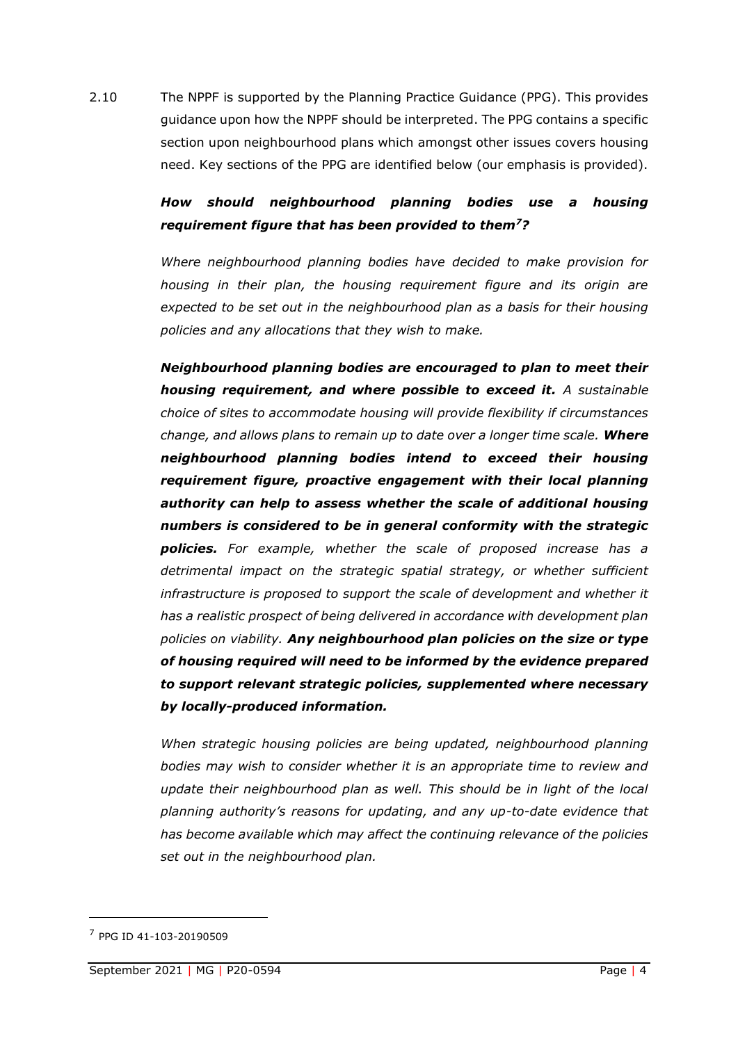2.10 The NPPF is supported by the Planning Practice Guidance (PPG). This provides guidance upon how the NPPF should be interpreted. The PPG contains a specific section upon neighbourhood plans which amongst other issues covers housing need. Key sections of the PPG are identified below (our emphasis is provided).

> ***How should neighbourhood planning bodies use a housing requirement figure that has been provided to them[7]?***
>
> *Where neighbourhood planning bodies have decided to make provision for housing in their plan, the housing requirement figure and its origin are expected to be set out in the neighbourhood plan as a basis for their housing policies and any allocations that they wish to make.*
>
> ***Neighbourhood planning bodies are encouraged to plan to meet their housing requirement, and where possible to exceed it.*** *A sustainable choice of sites to accommodate housing will provide flexibility if circumstances change, and allows plans to remain up to date over a longer time scale.* ***Where neighbourhood planning bodies intend to exceed their housing requirement figure, proactive engagement with their local planning authority can help to assess whether the scale of additional housing numbers is considered to be in general conformity with the strategic policies.*** *For example, whether the scale of proposed increase has a detrimental impact on the strategic spatial strategy, or whether sufficient infrastructure is proposed to support the scale of development and whether it has a realistic prospect of being delivered in accordance with development plan policies on viability.* ***Any neighbourhood plan policies on the size or type of housing required will need to be informed by the evidence prepared to support relevant strategic policies, supplemented where necessary by locally-produced information.***
>
> *When strategic housing policies are being updated, neighbourhood planning bodies may wish to consider whether it is an appropriate time to review and update their neighbourhood plan as well. This should be in light of the local planning authority's reasons for updating, and any up-to-date evidence that has become available which may affect the continuing relevance of the policies set out in the neighbourhood plan.*

[7] PPG ID 41-103-20190509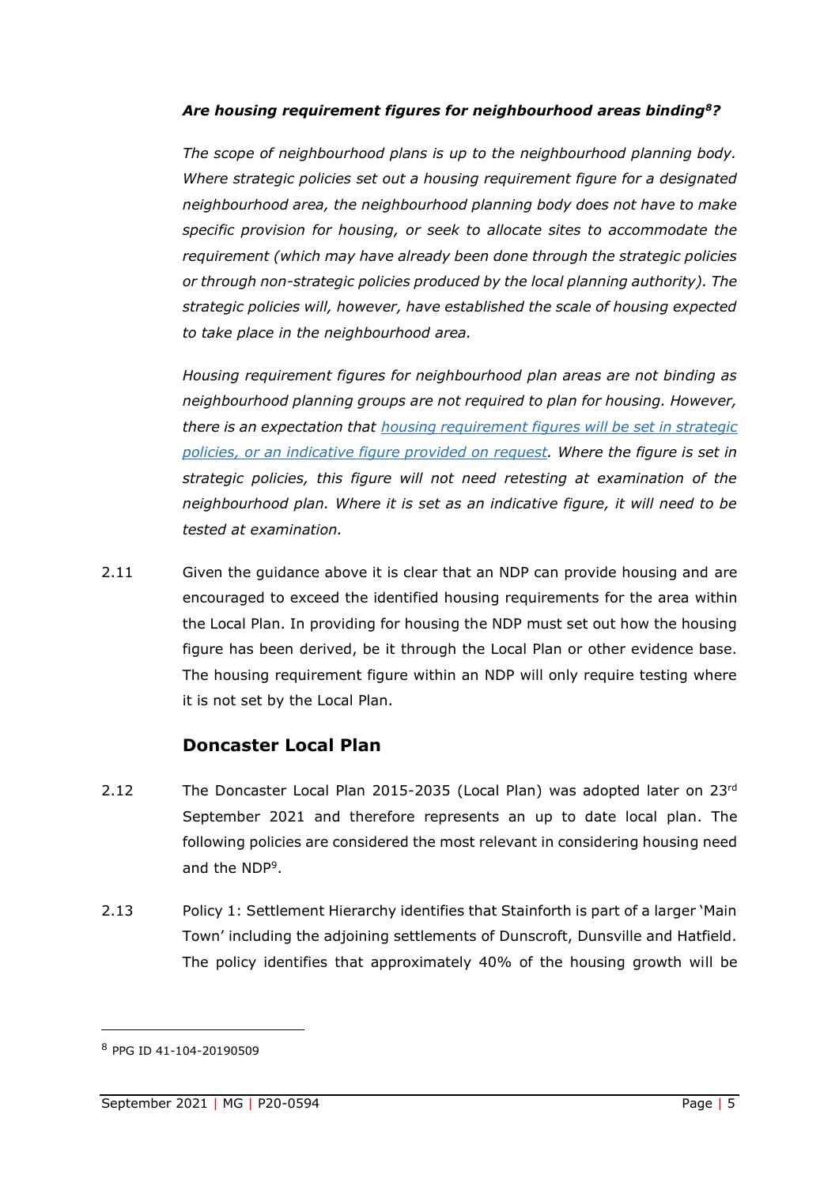***Are housing requirement figures for neighbourhood areas binding[8]?***

*The scope of neighbourhood plans is up to the neighbourhood planning body. Where strategic policies set out a housing requirement figure for a designated neighbourhood area, the neighbourhood planning body does not have to make specific provision for housing, or seek to allocate sites to accommodate the requirement (which may have already been done through the strategic policies or through non-strategic policies produced by the local planning authority). The strategic policies will, however, have established the scale of housing expected to take place in the neighbourhood area.*

*Housing requirement figures for neighbourhood plan areas are not binding as neighbourhood planning groups are not required to plan for housing. However, there is an expectation that housing requirement figures will be set in strategic policies, or an indicative figure provided on request. Where the figure is set in strategic policies, this figure will not need retesting at examination of the neighbourhood plan. Where it is set as an indicative figure, it will need to be tested at examination.*

2.11 Given the guidance above it is clear that an NDP can provide housing and are encouraged to exceed the identified housing requirements for the area within the Local Plan. In providing for housing the NDP must set out how the housing figure has been derived, be it through the Local Plan or other evidence base. The housing requirement figure within an NDP will only require testing where it is not set by the Local Plan.

## Doncaster Local Plan

2.12 The Doncaster Local Plan 2015-2035 (Local Plan) was adopted later on 23rd September 2021 and therefore represents an up to date local plan. The following policies are considered the most relevant in considering housing need and the NDP[9].

2.13 Policy 1: Settlement Hierarchy identifies that Stainforth is part of a larger 'Main Town' including the adjoining settlements of Dunscroft, Dunsville and Hatfield. The policy identifies that approximately 40% of the housing growth will be

[8] PPG ID 41-104-20190509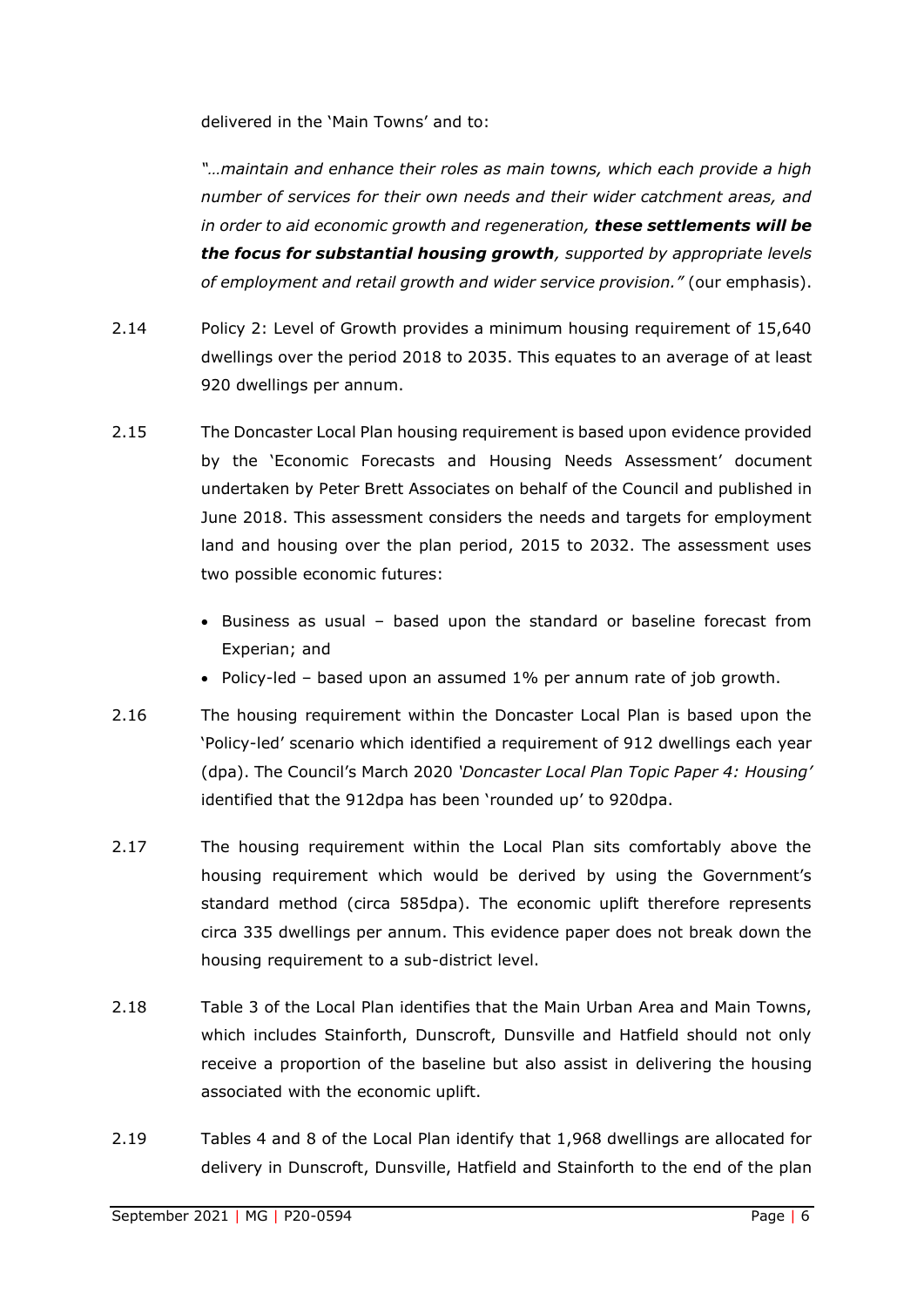delivered in the 'Main Towns' and to:

*"…maintain and enhance their roles as main towns, which each provide a high number of services for their own needs and their wider catchment areas, and in order to aid economic growth and regeneration, **these settlements will be the focus for substantial housing growth**, supported by appropriate levels of employment and retail growth and wider service provision."* (our emphasis).

2.14 Policy 2: Level of Growth provides a minimum housing requirement of 15,640 dwellings over the period 2018 to 2035. This equates to an average of at least 920 dwellings per annum.

2.15 The Doncaster Local Plan housing requirement is based upon evidence provided by the 'Economic Forecasts and Housing Needs Assessment' document undertaken by Peter Brett Associates on behalf of the Council and published in June 2018. This assessment considers the needs and targets for employment land and housing over the plan period, 2015 to 2032. The assessment uses two possible economic futures:

- Business as usual – based upon the standard or baseline forecast from Experian; and
- Policy-led – based upon an assumed 1% per annum rate of job growth.

2.16 The housing requirement within the Doncaster Local Plan is based upon the 'Policy-led' scenario which identified a requirement of 912 dwellings each year (dpa). The Council's March 2020 *'Doncaster Local Plan Topic Paper 4: Housing'* identified that the 912dpa has been 'rounded up' to 920dpa.

2.17 The housing requirement within the Local Plan sits comfortably above the housing requirement which would be derived by using the Government's standard method (circa 585dpa). The economic uplift therefore represents circa 335 dwellings per annum. This evidence paper does not break down the housing requirement to a sub-district level.

2.18 Table 3 of the Local Plan identifies that the Main Urban Area and Main Towns, which includes Stainforth, Dunscroft, Dunsville and Hatfield should not only receive a proportion of the baseline but also assist in delivering the housing associated with the economic uplift.

2.19 Tables 4 and 8 of the Local Plan identify that 1,968 dwellings are allocated for delivery in Dunscroft, Dunsville, Hatfield and Stainforth to the end of the plan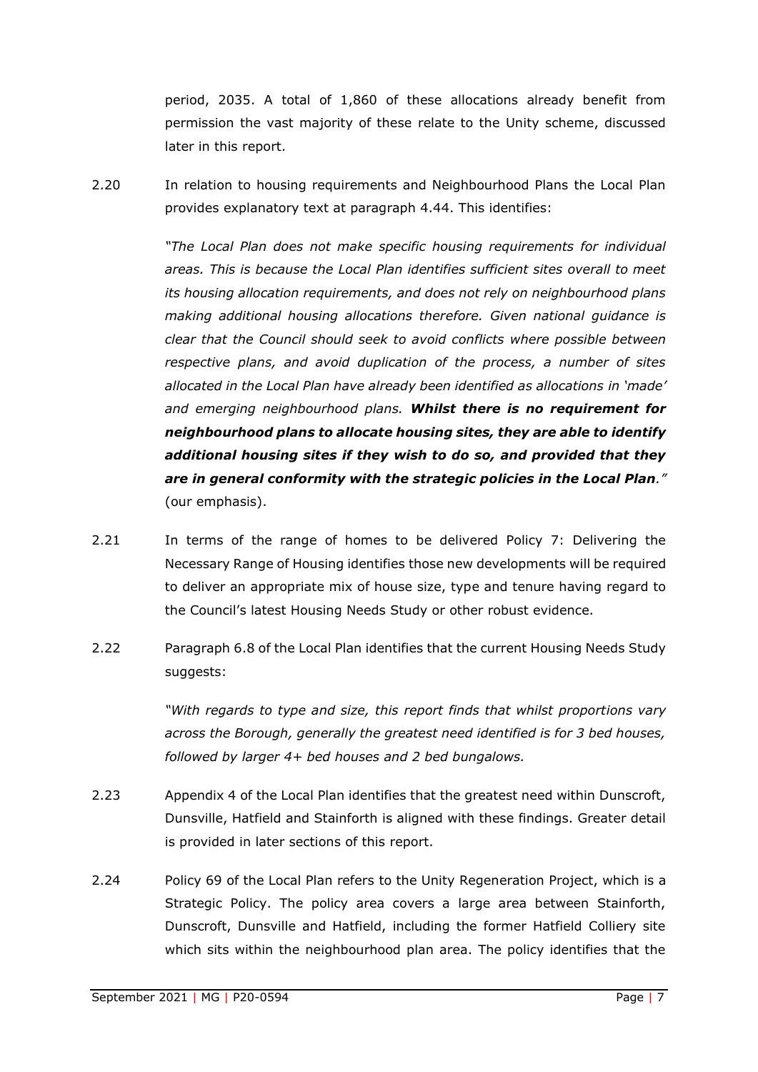period, 2035. A total of 1,860 of these allocations already benefit from permission the vast majority of these relate to the Unity scheme, discussed later in this report.

2.20 In relation to housing requirements and Neighbourhood Plans the Local Plan provides explanatory text at paragraph 4.44. This identifies:

> *"The Local Plan does not make specific housing requirements for individual areas. This is because the Local Plan identifies sufficient sites overall to meet its housing allocation requirements, and does not rely on neighbourhood plans making additional housing allocations therefore. Given national guidance is clear that the Council should seek to avoid conflicts where possible between respective plans, and avoid duplication of the process, a number of sites allocated in the Local Plan have already been identified as allocations in 'made' and emerging neighbourhood plans.* ***Whilst there is no requirement for neighbourhood plans to allocate housing sites, they are able to identify additional housing sites if they wish to do so, and provided that they are in general conformity with the strategic policies in the Local Plan****."* (our emphasis).

2.21 In terms of the range of homes to be delivered Policy 7: Delivering the Necessary Range of Housing identifies those new developments will be required to deliver an appropriate mix of house size, type and tenure having regard to the Council's latest Housing Needs Study or other robust evidence.

2.22 Paragraph 6.8 of the Local Plan identifies that the current Housing Needs Study suggests:

> *"With regards to type and size, this report finds that whilst proportions vary across the Borough, generally the greatest need identified is for 3 bed houses, followed by larger 4+ bed houses and 2 bed bungalows.*

2.23 Appendix 4 of the Local Plan identifies that the greatest need within Dunscroft, Dunsville, Hatfield and Stainforth is aligned with these findings. Greater detail is provided in later sections of this report.

2.24 Policy 69 of the Local Plan refers to the Unity Regeneration Project, which is a Strategic Policy. The policy area covers a large area between Stainforth, Dunscroft, Dunsville and Hatfield, including the former Hatfield Colliery site which sits within the neighbourhood plan area. The policy identifies that the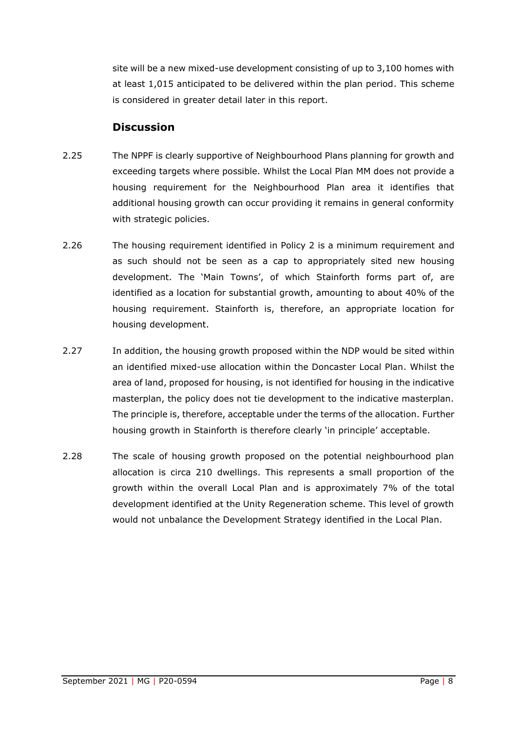site will be a new mixed-use development consisting of up to 3,100 homes with at least 1,015 anticipated to be delivered within the plan period. This scheme is considered in greater detail later in this report.

### Discussion

2.25 The NPPF is clearly supportive of Neighbourhood Plans planning for growth and exceeding targets where possible. Whilst the Local Plan MM does not provide a housing requirement for the Neighbourhood Plan area it identifies that additional housing growth can occur providing it remains in general conformity with strategic policies.

2.26 The housing requirement identified in Policy 2 is a minimum requirement and as such should not be seen as a cap to appropriately sited new housing development. The 'Main Towns', of which Stainforth forms part of, are identified as a location for substantial growth, amounting to about 40% of the housing requirement. Stainforth is, therefore, an appropriate location for housing development.

2.27 In addition, the housing growth proposed within the NDP would be sited within an identified mixed-use allocation within the Doncaster Local Plan. Whilst the area of land, proposed for housing, is not identified for housing in the indicative masterplan, the policy does not tie development to the indicative masterplan. The principle is, therefore, acceptable under the terms of the allocation. Further housing growth in Stainforth is therefore clearly 'in principle' acceptable.

2.28 The scale of housing growth proposed on the potential neighbourhood plan allocation is circa 210 dwellings. This represents a small proportion of the growth within the overall Local Plan and is approximately 7% of the total development identified at the Unity Regeneration scheme. This level of growth would not unbalance the Development Strategy identified in the Local Plan.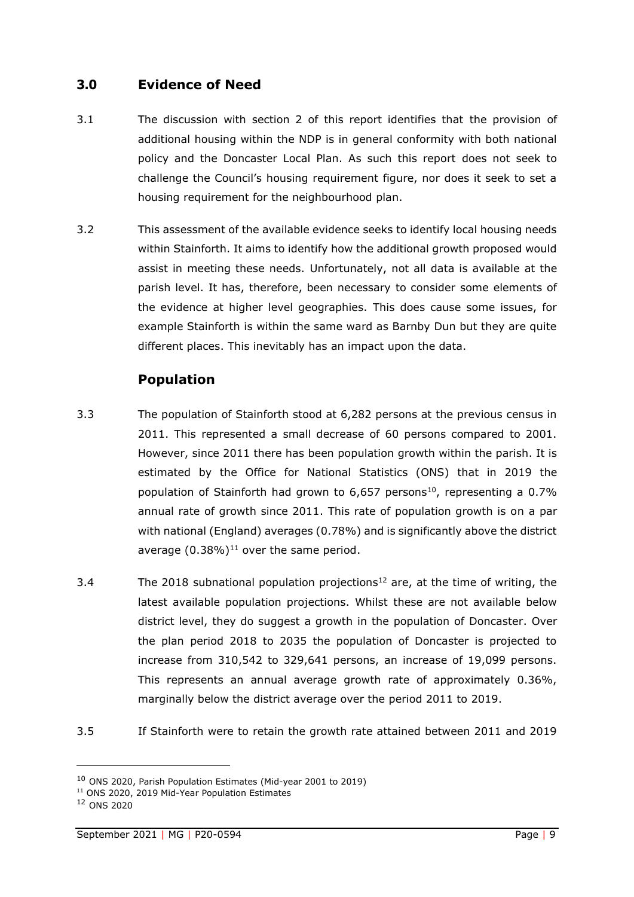## 3.0 Evidence of Need

3.1 The discussion with section 2 of this report identifies that the provision of additional housing within the NDP is in general conformity with both national policy and the Doncaster Local Plan. As such this report does not seek to challenge the Council's housing requirement figure, nor does it seek to set a housing requirement for the neighbourhood plan.

3.2 This assessment of the available evidence seeks to identify local housing needs within Stainforth. It aims to identify how the additional growth proposed would assist in meeting these needs. Unfortunately, not all data is available at the parish level. It has, therefore, been necessary to consider some elements of the evidence at higher level geographies. This does cause some issues, for example Stainforth is within the same ward as Barnby Dun but they are quite different places. This inevitably has an impact upon the data.

### Population

3.3 The population of Stainforth stood at 6,282 persons at the previous census in 2011. This represented a small decrease of 60 persons compared to 2001. However, since 2011 there has been population growth within the parish. It is estimated by the Office for National Statistics (ONS) that in 2019 the population of Stainforth had grown to 6,657 persons[10], representing a 0.7% annual rate of growth since 2011. This rate of population growth is on a par with national (England) averages (0.78%) and is significantly above the district average (0.38%)[11] over the same period.

3.4 The 2018 subnational population projections[12] are, at the time of writing, the latest available population projections. Whilst these are not available below district level, they do suggest a growth in the population of Doncaster. Over the plan period 2018 to 2035 the population of Doncaster is projected to increase from 310,542 to 329,641 persons, an increase of 19,099 persons. This represents an annual average growth rate of approximately 0.36%, marginally below the district average over the period 2011 to 2019.

3.5 If Stainforth were to retain the growth rate attained between 2011 and 2019

---

[10] ONS 2020, Parish Population Estimates (Mid-year 2001 to 2019)

[11] ONS 2020, 2019 Mid-Year Population Estimates

[12] ONS 2020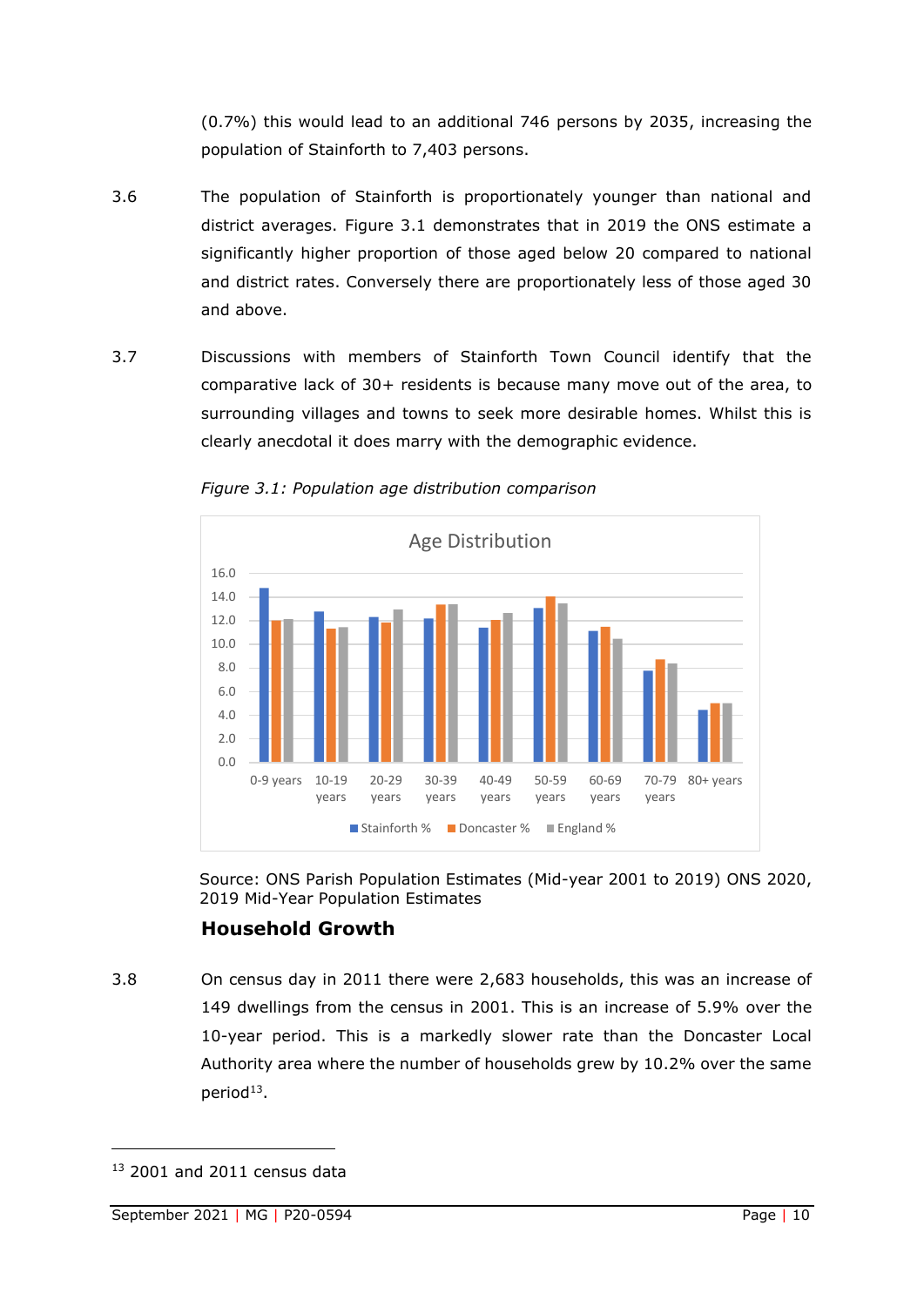(0.7%) this would lead to an additional 746 persons by 2035, increasing the population of Stainforth to 7,403 persons.

3.6 The population of Stainforth is proportionately younger than national and district averages. Figure 3.1 demonstrates that in 2019 the ONS estimate a significantly higher proportion of those aged below 20 compared to national and district rates. Conversely there are proportionately less of those aged 30 and above.

3.7 Discussions with members of Stainforth Town Council identify that the comparative lack of 30+ residents is because many move out of the area, to surrounding villages and towns to seek more desirable homes. Whilst this is clearly anecdotal it does marry with the demographic evidence.

*Figure 3.1: Population age distribution comparison*

Source: ONS Parish Population Estimates (Mid-year 2001 to 2019) ONS 2020, 2019 Mid-Year Population Estimates

### Household Growth

3.8 On census day in 2011 there were 2,683 households, this was an increase of 149 dwellings from the census in 2001. This is an increase of 5.9% over the 10-year period. This is a markedly slower rate than the Doncaster Local Authority area where the number of households grew by 10.2% over the same period[13].

[13] 2001 and 2011 census data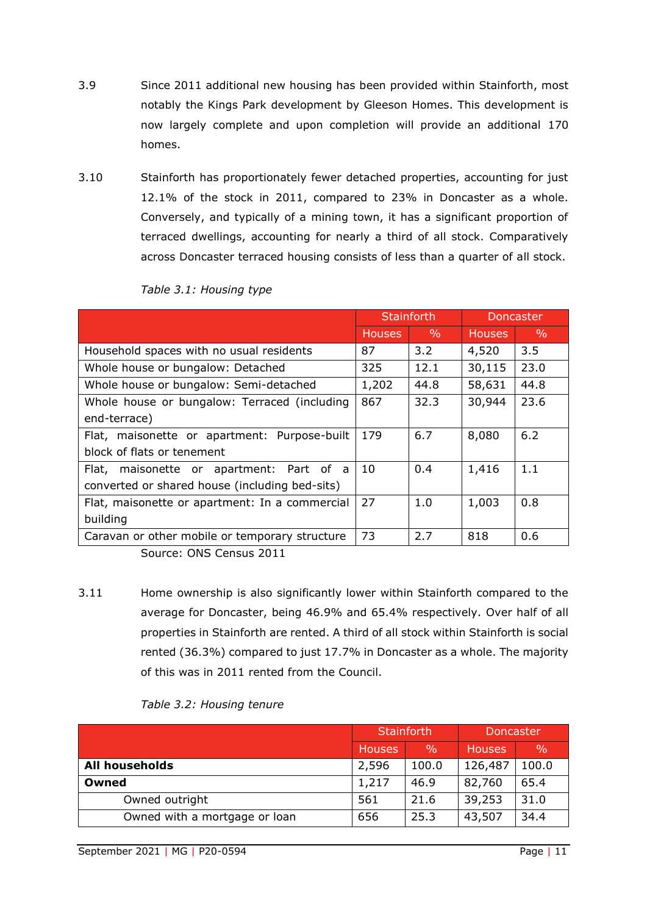3.9 Since 2011 additional new housing has been provided within Stainforth, most notably the Kings Park development by Gleeson Homes. This development is now largely complete and upon completion will provide an additional 170 homes.

3.10 Stainforth has proportionately fewer detached properties, accounting for just 12.1% of the stock in 2011, compared to 23% in Doncaster as a whole. Conversely, and typically of a mining town, it has a significant proportion of terraced dwellings, accounting for nearly a third of all stock. Comparatively across Doncaster terraced housing consists of less than a quarter of all stock.

*Table 3.1: Housing type*

| | Stainforth | | Doncaster | |
|---|---|---|---|---|
| | Houses | % | Houses | % |
| Household spaces with no usual residents | 87 | 3.2 | 4,520 | 3.5 |
| Whole house or bungalow: Detached | 325 | 12.1 | 30,115 | 23.0 |
| Whole house or bungalow: Semi-detached | 1,202 | 44.8 | 58,631 | 44.8 |
| Whole house or bungalow: Terraced (including end-terrace) | 867 | 32.3 | 30,944 | 23.6 |
| Flat, maisonette or apartment: Purpose-built block of flats or tenement | 179 | 6.7 | 8,080 | 6.2 |
| Flat, maisonette or apartment: Part of a converted or shared house (including bed-sits) | 10 | 0.4 | 1,416 | 1.1 |
| Flat, maisonette or apartment: In a commercial building | 27 | 1.0 | 1,003 | 0.8 |
| Caravan or other mobile or temporary structure | 73 | 2.7 | 818 | 0.6 |

Source: ONS Census 2011

3.11 Home ownership is also significantly lower within Stainforth compared to the average for Doncaster, being 46.9% and 65.4% respectively. Over half of all properties in Stainforth are rented. A third of all stock within Stainforth is social rented (36.3%) compared to just 17.7% in Doncaster as a whole. The majority of this was in 2011 rented from the Council.

*Table 3.2: Housing tenure*

| | Stainforth | | Doncaster | |
|---|---|---|---|---|
| | Houses | % | Houses | % |
| **All households** | 2,596 | 100.0 | 126,487 | 100.0 |
| **Owned** | 1,217 | 46.9 | 82,760 | 65.4 |
| Owned outright | 561 | 21.6 | 39,253 | 31.0 |
| Owned with a mortgage or loan | 656 | 25.3 | 43,507 | 34.4 |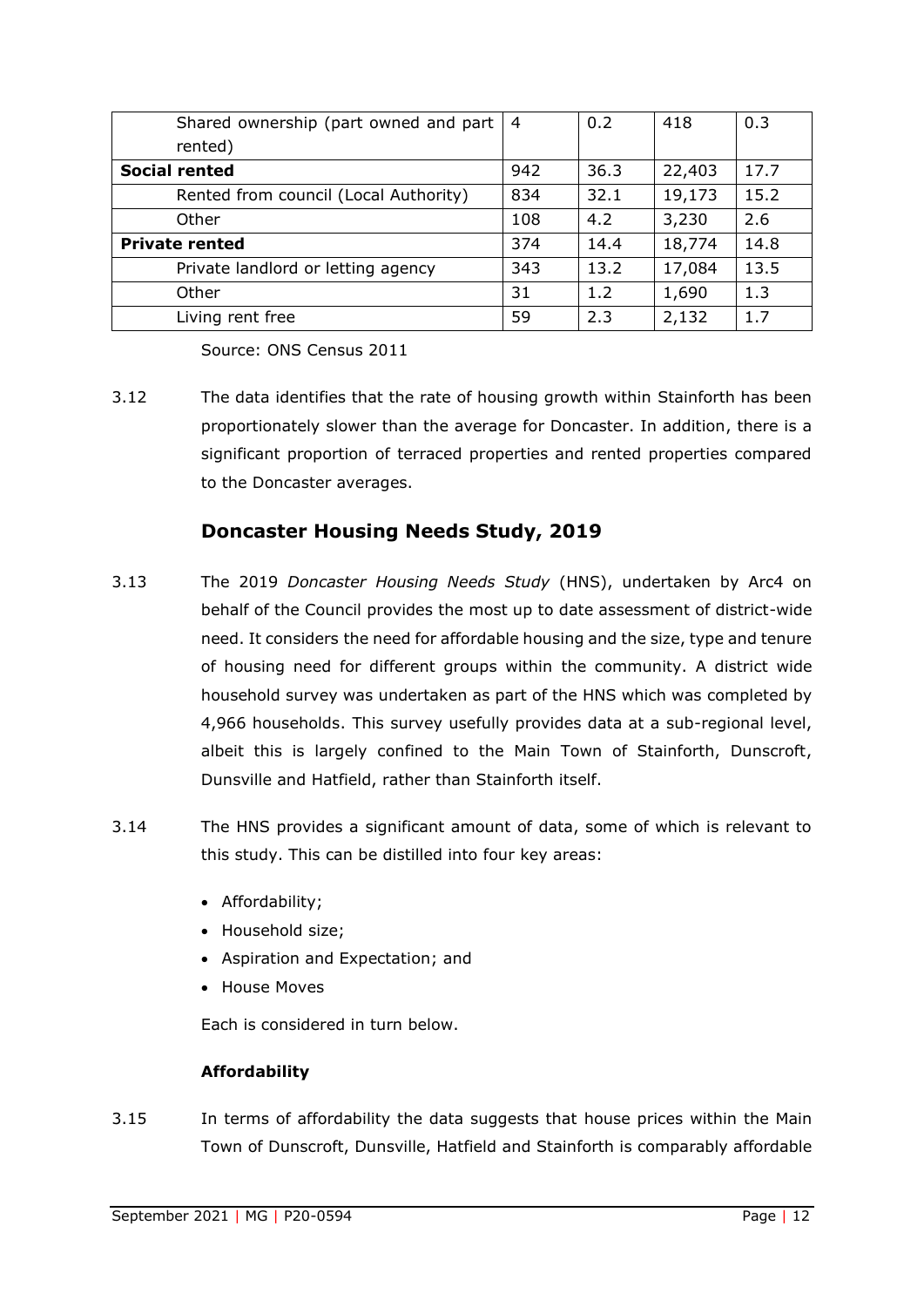| | | | | |
|---|---|---|---|---|
| Shared ownership (part owned and part rented) | 4 | 0.2 | 418 | 0.3 |
| **Social rented** | 942 | 36.3 | 22,403 | 17.7 |
| Rented from council (Local Authority) | 834 | 32.1 | 19,173 | 15.2 |
| Other | 108 | 4.2 | 3,230 | 2.6 |
| **Private rented** | 374 | 14.4 | 18,774 | 14.8 |
| Private landlord or letting agency | 343 | 13.2 | 17,084 | 13.5 |
| Other | 31 | 1.2 | 1,690 | 1.3 |
| Living rent free | 59 | 2.3 | 2,132 | 1.7 |

Source: ONS Census 2011

3.12 The data identifies that the rate of housing growth within Stainforth has been proportionately slower than the average for Doncaster. In addition, there is a significant proportion of terraced properties and rented properties compared to the Doncaster averages.

## Doncaster Housing Needs Study, 2019

3.13 The 2019 *Doncaster Housing Needs Study* (HNS), undertaken by Arc4 on behalf of the Council provides the most up to date assessment of district-wide need. It considers the need for affordable housing and the size, type and tenure of housing need for different groups within the community. A district wide household survey was undertaken as part of the HNS which was completed by 4,966 households. This survey usefully provides data at a sub-regional level, albeit this is largely confined to the Main Town of Stainforth, Dunscroft, Dunsville and Hatfield, rather than Stainforth itself.

3.14 The HNS provides a significant amount of data, some of which is relevant to this study. This can be distilled into four key areas:

- Affordability;
- Household size;
- Aspiration and Expectation; and
- House Moves

Each is considered in turn below.

### Affordability

3.15 In terms of affordability the data suggests that house prices within the Main Town of Dunscroft, Dunsville, Hatfield and Stainforth is comparably affordable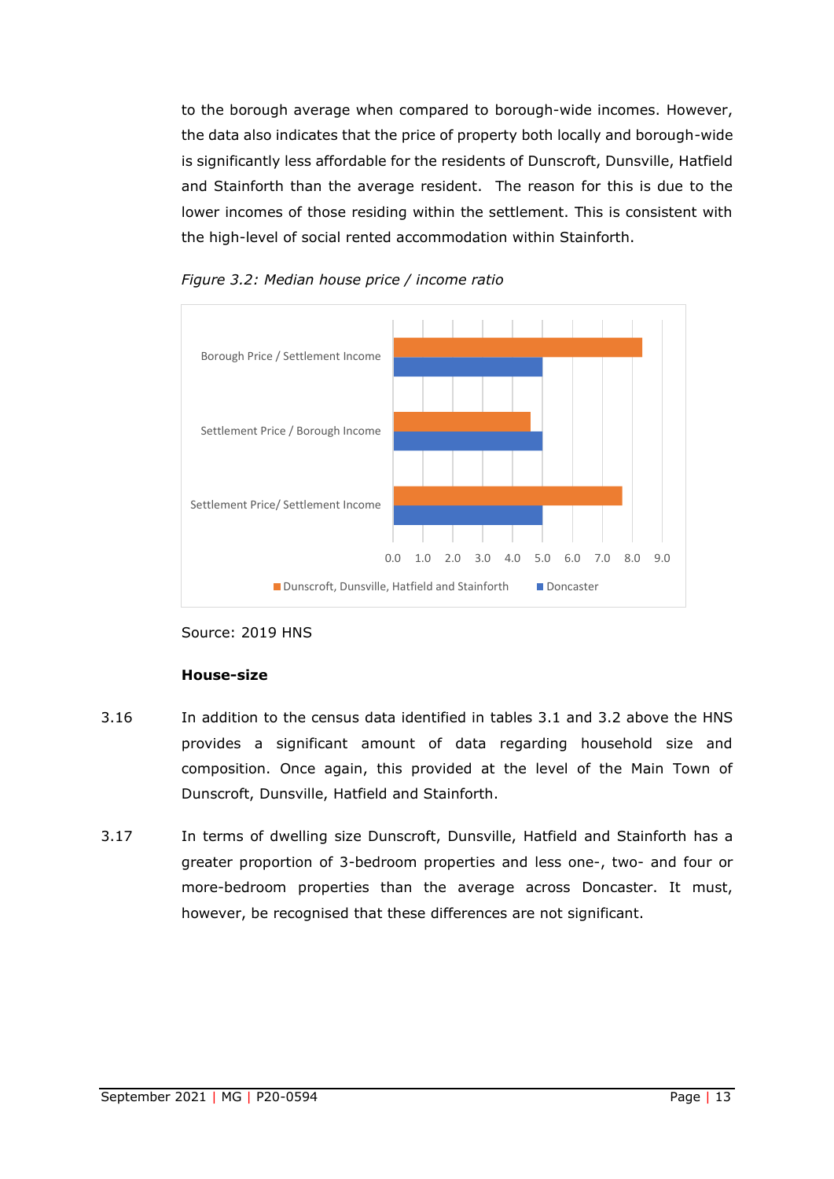to the borough average when compared to borough-wide incomes. However, the data also indicates that the price of property both locally and borough-wide is significantly less affordable for the residents of Dunscroft, Dunsville, Hatfield and Stainforth than the average resident. The reason for this is due to the lower incomes of those residing within the settlement. This is consistent with the high-level of social rented accommodation within Stainforth.

*Figure 3.2: Median house price / income ratio*

Source: 2019 HNS

**House-size**

3.16 In addition to the census data identified in tables 3.1 and 3.2 above the HNS provides a significant amount of data regarding household size and composition. Once again, this provided at the level of the Main Town of Dunscroft, Dunsville, Hatfield and Stainforth.

3.17 In terms of dwelling size Dunscroft, Dunsville, Hatfield and Stainforth has a greater proportion of 3-bedroom properties and less one-, two- and four or more-bedroom properties than the average across Doncaster. It must, however, be recognised that these differences are not significant.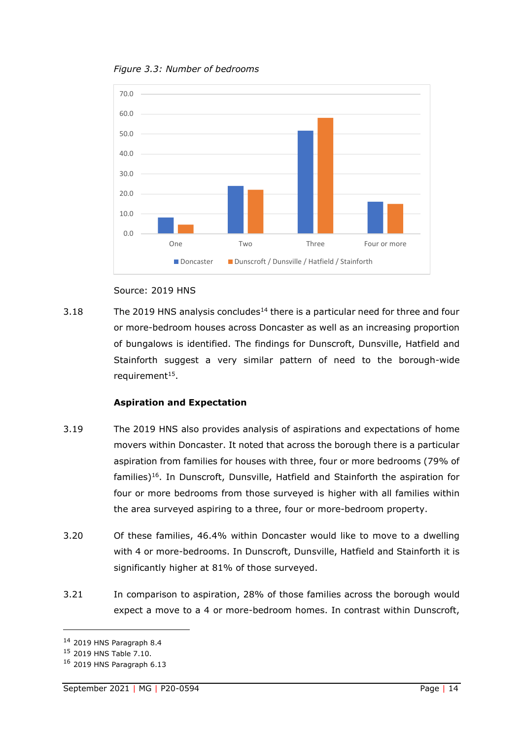*Figure 3.3: Number of bedrooms*

Source: 2019 HNS

3.18 The 2019 HNS analysis concludes[14] there is a particular need for three and four or more-bedroom houses across Doncaster as well as an increasing proportion of bungalows is identified. The findings for Dunscroft, Dunsville, Hatfield and Stainforth suggest a very similar pattern of need to the borough-wide requirement[15].

**Aspiration and Expectation**

3.19 The 2019 HNS also provides analysis of aspirations and expectations of home movers within Doncaster. It noted that across the borough there is a particular aspiration from families for houses with three, four or more bedrooms (79% of families)[16]. In Dunscroft, Dunsville, Hatfield and Stainforth the aspiration for four or more bedrooms from those surveyed is higher with all families within the area surveyed aspiring to a three, four or more-bedroom property.

3.20 Of these families, 46.4% within Doncaster would like to move to a dwelling with 4 or more-bedrooms. In Dunscroft, Dunsville, Hatfield and Stainforth it is significantly higher at 81% of those surveyed.

3.21 In comparison to aspiration, 28% of those families across the borough would expect a move to a 4 or more-bedroom homes. In contrast within Dunscroft,

---

[14] 2019 HNS Paragraph 8.4
[15] 2019 HNS Table 7.10.
[16] 2019 HNS Paragraph 6.13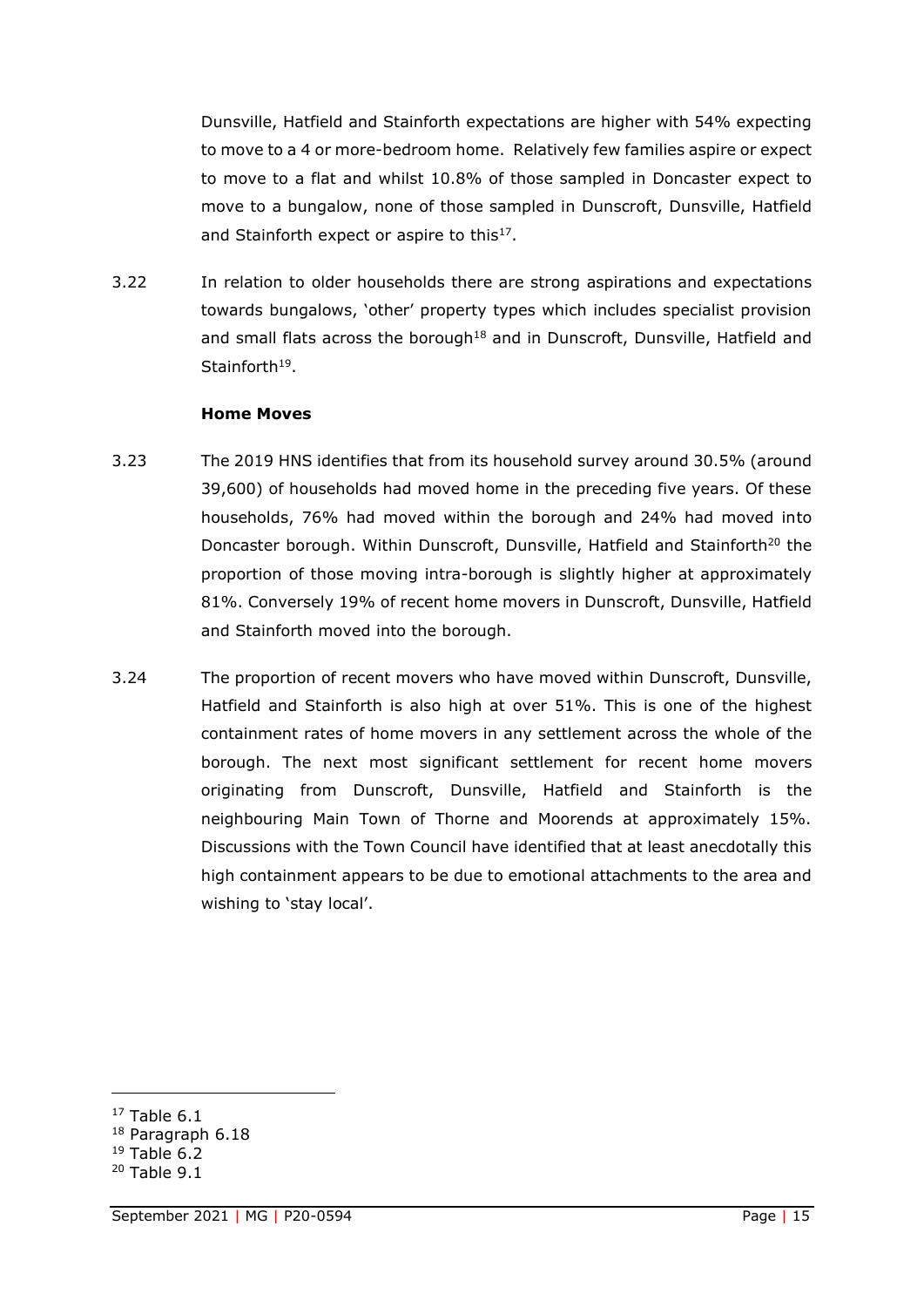Dunsville, Hatfield and Stainforth expectations are higher with 54% expecting to move to a 4 or more-bedroom home. Relatively few families aspire or expect to move to a flat and whilst 10.8% of those sampled in Doncaster expect to move to a bungalow, none of those sampled in Dunscroft, Dunsville, Hatfield and Stainforth expect or aspire to this[17].

3.22 In relation to older households there are strong aspirations and expectations towards bungalows, 'other' property types which includes specialist provision and small flats across the borough[18] and in Dunscroft, Dunsville, Hatfield and Stainforth[19].

**Home Moves**

3.23 The 2019 HNS identifies that from its household survey around 30.5% (around 39,600) of households had moved home in the preceding five years. Of these households, 76% had moved within the borough and 24% had moved into Doncaster borough. Within Dunscroft, Dunsville, Hatfield and Stainforth[20] the proportion of those moving intra-borough is slightly higher at approximately 81%. Conversely 19% of recent home movers in Dunscroft, Dunsville, Hatfield and Stainforth moved into the borough.

3.24 The proportion of recent movers who have moved within Dunscroft, Dunsville, Hatfield and Stainforth is also high at over 51%. This is one of the highest containment rates of home movers in any settlement across the whole of the borough. The next most significant settlement for recent home movers originating from Dunscroft, Dunsville, Hatfield and Stainforth is the neighbouring Main Town of Thorne and Moorends at approximately 15%. Discussions with the Town Council have identified that at least anecdotally this high containment appears to be due to emotional attachments to the area and wishing to 'stay local'.

[17] Table 6.1
[18] Paragraph 6.18
[19] Table 6.2
[20] Table 9.1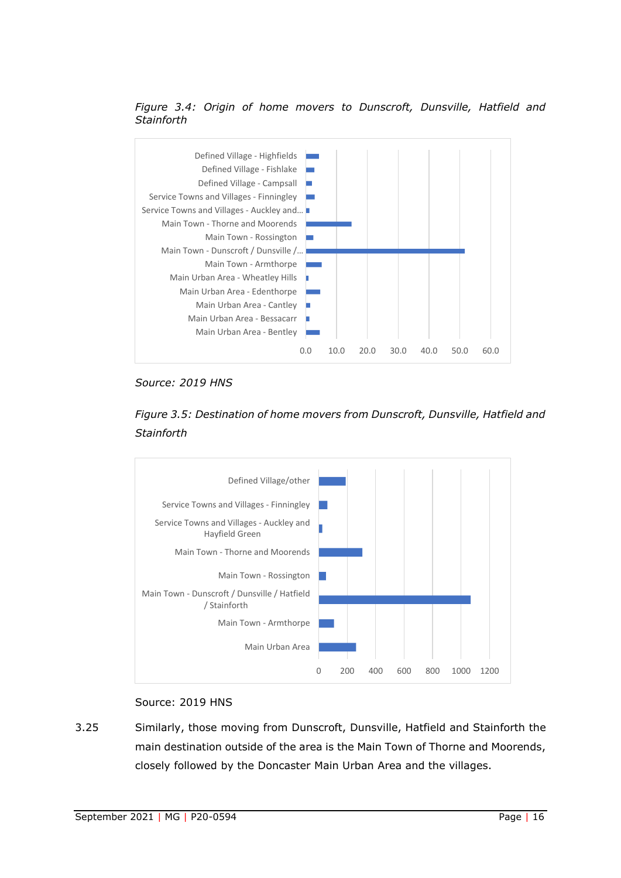*Figure 3.4: Origin of home movers to Dunscroft, Dunsville, Hatfield and Stainforth*

| Origin | Value |
|---|---|
| Defined Village - Highfields | ~4 |
| Defined Village - Fishlake | ~3 |
| Defined Village - Campsall | ~2 |
| Service Towns and Villages - Finningley | ~3 |
| Service Towns and Villages - Auckley and... | ~1 |
| Main Town - Thorne and Moorends | ~15 |
| Main Town - Rossington | ~2 |
| Main Town - Dunscroft / Dunsville /... | ~52 |
| Main Town - Armthorpe | ~5 |
| Main Urban Area - Wheatley Hills | ~1 |
| Main Urban Area - Edenthorpe | ~5 |
| Main Urban Area - Cantley | ~1 |
| Main Urban Area - Bessacarr | ~1 |
| Main Urban Area - Bentley | ~4 |

*Source: 2019 HNS*

*Figure 3.5: Destination of home movers from Dunscroft, Dunsville, Hatfield and Stainforth*

| Destination | Value |
|---|---|
| Defined Village/other | ~190 |
| Service Towns and Villages - Finningley | ~60 |
| Service Towns and Villages - Auckley and Hayfield Green | ~25 |
| Main Town - Thorne and Moorends | ~305 |
| Main Town - Rossington | ~50 |
| Main Town - Dunscroft / Dunsville / Hatfield / Stainforth | ~1065 |
| Main Town - Armthorpe | ~105 |
| Main Urban Area | ~260 |

Source: 2019 HNS

3.25 Similarly, those moving from Dunscroft, Dunsville, Hatfield and Stainforth the main destination outside of the area is the Main Town of Thorne and Moorends, closely followed by the Doncaster Main Urban Area and the villages.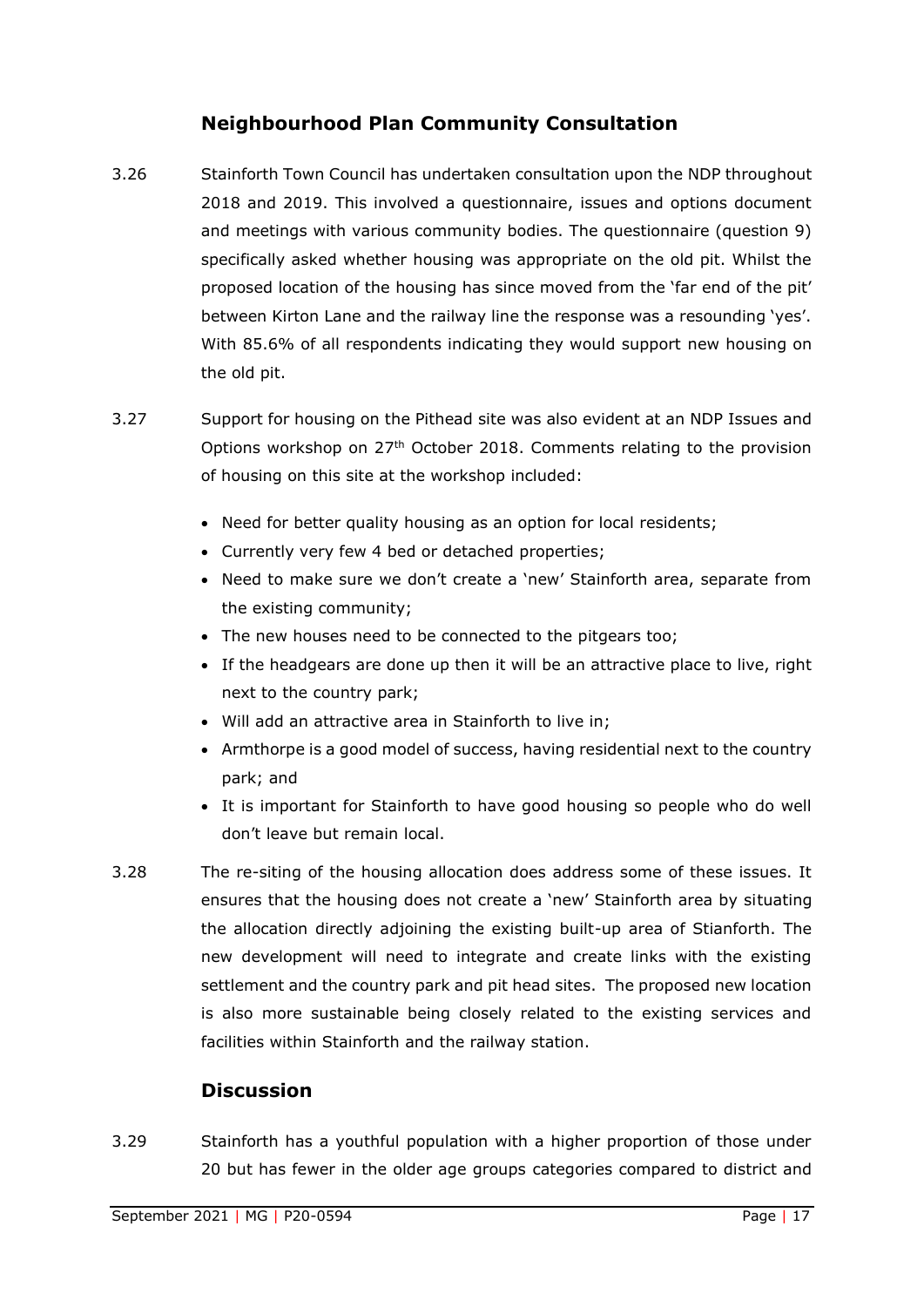## Neighbourhood Plan Community Consultation

3.26 Stainforth Town Council has undertaken consultation upon the NDP throughout 2018 and 2019. This involved a questionnaire, issues and options document and meetings with various community bodies. The questionnaire (question 9) specifically asked whether housing was appropriate on the old pit. Whilst the proposed location of the housing has since moved from the 'far end of the pit' between Kirton Lane and the railway line the response was a resounding 'yes'. With 85.6% of all respondents indicating they would support new housing on the old pit.

3.27 Support for housing on the Pithead site was also evident at an NDP Issues and Options workshop on 27th October 2018. Comments relating to the provision of housing on this site at the workshop included:

- Need for better quality housing as an option for local residents;
- Currently very few 4 bed or detached properties;
- Need to make sure we don't create a 'new' Stainforth area, separate from the existing community;
- The new houses need to be connected to the pitgears too;
- If the headgears are done up then it will be an attractive place to live, right next to the country park;
- Will add an attractive area in Stainforth to live in;
- Armthorpe is a good model of success, having residential next to the country park; and
- It is important for Stainforth to have good housing so people who do well don't leave but remain local.

3.28 The re-siting of the housing allocation does address some of these issues. It ensures that the housing does not create a 'new' Stainforth area by situating the allocation directly adjoining the existing built-up area of Stianforth. The new development will need to integrate and create links with the existing settlement and the country park and pit head sites. The proposed new location is also more sustainable being closely related to the existing services and facilities within Stainforth and the railway station.

## Discussion

3.29 Stainforth has a youthful population with a higher proportion of those under 20 but has fewer in the older age groups categories compared to district and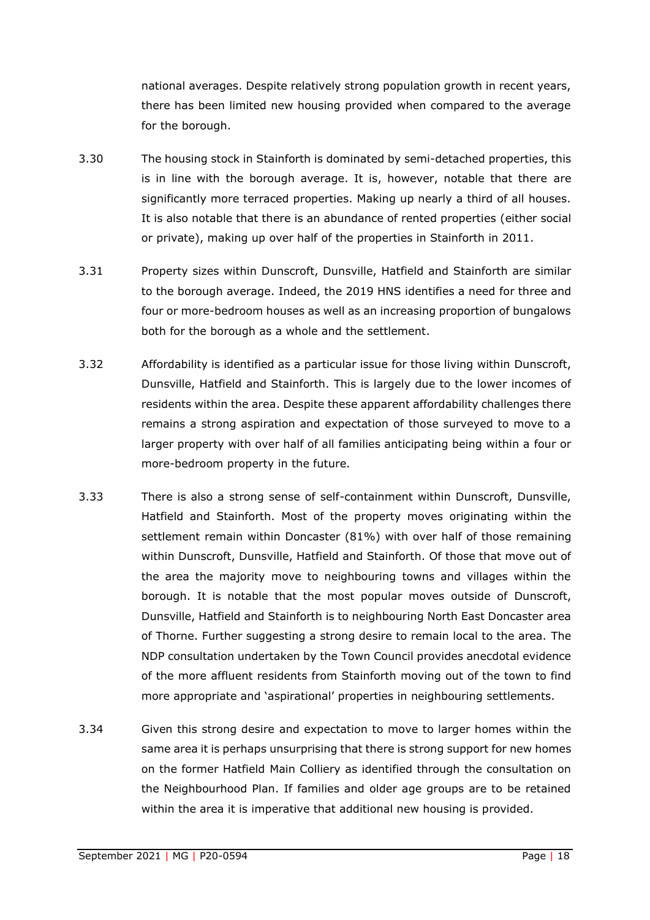national averages. Despite relatively strong population growth in recent years, there has been limited new housing provided when compared to the average for the borough.

3.30 The housing stock in Stainforth is dominated by semi-detached properties, this is in line with the borough average. It is, however, notable that there are significantly more terraced properties. Making up nearly a third of all houses. It is also notable that there is an abundance of rented properties (either social or private), making up over half of the properties in Stainforth in 2011.

3.31 Property sizes within Dunscroft, Dunsville, Hatfield and Stainforth are similar to the borough average. Indeed, the 2019 HNS identifies a need for three and four or more-bedroom houses as well as an increasing proportion of bungalows both for the borough as a whole and the settlement.

3.32 Affordability is identified as a particular issue for those living within Dunscroft, Dunsville, Hatfield and Stainforth. This is largely due to the lower incomes of residents within the area. Despite these apparent affordability challenges there remains a strong aspiration and expectation of those surveyed to move to a larger property with over half of all families anticipating being within a four or more-bedroom property in the future.

3.33 There is also a strong sense of self-containment within Dunscroft, Dunsville, Hatfield and Stainforth. Most of the property moves originating within the settlement remain within Doncaster (81%) with over half of those remaining within Dunscroft, Dunsville, Hatfield and Stainforth. Of those that move out of the area the majority move to neighbouring towns and villages within the borough. It is notable that the most popular moves outside of Dunscroft, Dunsville, Hatfield and Stainforth is to neighbouring North East Doncaster area of Thorne. Further suggesting a strong desire to remain local to the area. The NDP consultation undertaken by the Town Council provides anecdotal evidence of the more affluent residents from Stainforth moving out of the town to find more appropriate and 'aspirational' properties in neighbouring settlements.

3.34 Given this strong desire and expectation to move to larger homes within the same area it is perhaps unsurprising that there is strong support for new homes on the former Hatfield Main Colliery as identified through the consultation on the Neighbourhood Plan. If families and older age groups are to be retained within the area it is imperative that additional new housing is provided.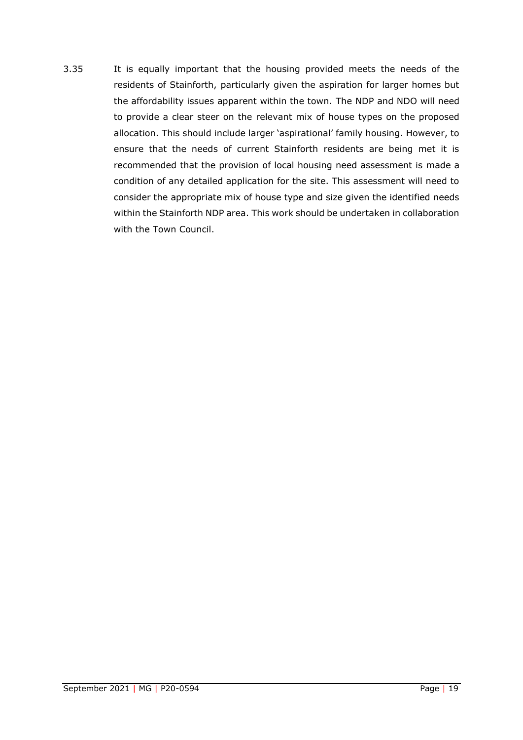3.35 It is equally important that the housing provided meets the needs of the residents of Stainforth, particularly given the aspiration for larger homes but the affordability issues apparent within the town. The NDP and NDO will need to provide a clear steer on the relevant mix of house types on the proposed allocation. This should include larger 'aspirational' family housing. However, to ensure that the needs of current Stainforth residents are being met it is recommended that the provision of local housing need assessment is made a condition of any detailed application for the site. This assessment will need to consider the appropriate mix of house type and size given the identified needs within the Stainforth NDP area. This work should be undertaken in collaboration with the Town Council.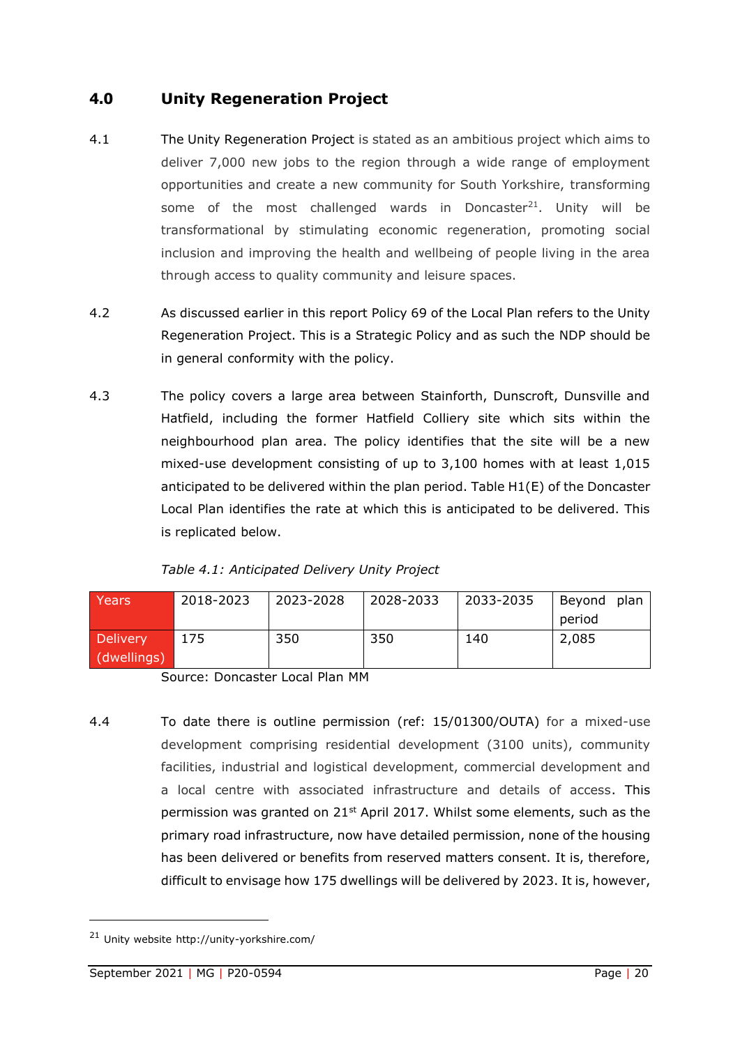## 4.0 Unity Regeneration Project

4.1 The Unity Regeneration Project is stated as an ambitious project which aims to deliver 7,000 new jobs to the region through a wide range of employment opportunities and create a new community for South Yorkshire, transforming some of the most challenged wards in Doncaster[21]. Unity will be transformational by stimulating economic regeneration, promoting social inclusion and improving the health and wellbeing of people living in the area through access to quality community and leisure spaces.

4.2 As discussed earlier in this report Policy 69 of the Local Plan refers to the Unity Regeneration Project. This is a Strategic Policy and as such the NDP should be in general conformity with the policy.

4.3 The policy covers a large area between Stainforth, Dunscroft, Dunsville and Hatfield, including the former Hatfield Colliery site which sits within the neighbourhood plan area. The policy identifies that the site will be a new mixed-use development consisting of up to 3,100 homes with at least 1,015 anticipated to be delivered within the plan period. Table H1(E) of the Doncaster Local Plan identifies the rate at which this is anticipated to be delivered. This is replicated below.

*Table 4.1: Anticipated Delivery Unity Project*

| Years | 2018-2023 | 2023-2028 | 2028-2033 | 2033-2035 | Beyond plan period |
|---|---|---|---|---|---|
| Delivery (dwellings) | 175 | 350 | 350 | 140 | 2,085 |

Source: Doncaster Local Plan MM

4.4 To date there is outline permission (ref: 15/01300/OUTA) for a mixed-use development comprising residential development (3100 units), community facilities, industrial and logistical development, commercial development and a local centre with associated infrastructure and details of access. This permission was granted on 21st April 2017. Whilst some elements, such as the primary road infrastructure, now have detailed permission, none of the housing has been delivered or benefits from reserved matters consent. It is, therefore, difficult to envisage how 175 dwellings will be delivered by 2023. It is, however,

[21] Unity website http://unity-yorkshire.com/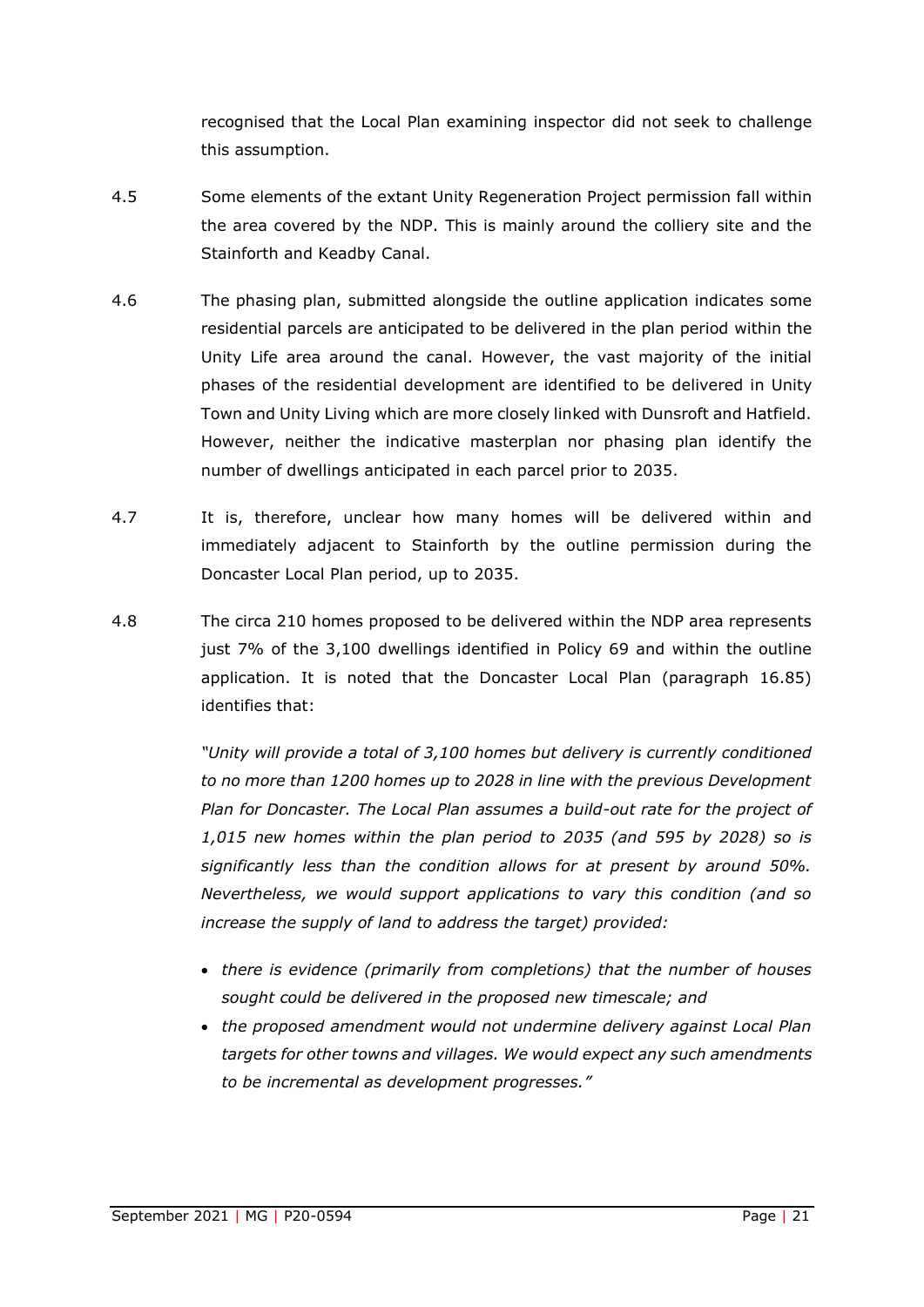recognised that the Local Plan examining inspector did not seek to challenge this assumption.

4.5 Some elements of the extant Unity Regeneration Project permission fall within the area covered by the NDP. This is mainly around the colliery site and the Stainforth and Keadby Canal.

4.6 The phasing plan, submitted alongside the outline application indicates some residential parcels are anticipated to be delivered in the plan period within the Unity Life area around the canal. However, the vast majority of the initial phases of the residential development are identified to be delivered in Unity Town and Unity Living which are more closely linked with Dunsroft and Hatfield. However, neither the indicative masterplan nor phasing plan identify the number of dwellings anticipated in each parcel prior to 2035.

4.7 It is, therefore, unclear how many homes will be delivered within and immediately adjacent to Stainforth by the outline permission during the Doncaster Local Plan period, up to 2035.

4.8 The circa 210 homes proposed to be delivered within the NDP area represents just 7% of the 3,100 dwellings identified in Policy 69 and within the outline application. It is noted that the Doncaster Local Plan (paragraph 16.85) identifies that:

> *"Unity will provide a total of 3,100 homes but delivery is currently conditioned to no more than 1200 homes up to 2028 in line with the previous Development Plan for Doncaster. The Local Plan assumes a build-out rate for the project of 1,015 new homes within the plan period to 2035 (and 595 by 2028) so is significantly less than the condition allows for at present by around 50%. Nevertheless, we would support applications to vary this condition (and so increase the supply of land to address the target) provided:*
>
> - *there is evidence (primarily from completions) that the number of houses sought could be delivered in the proposed new timescale; and*
> - *the proposed amendment would not undermine delivery against Local Plan targets for other towns and villages. We would expect any such amendments to be incremental as development progresses."*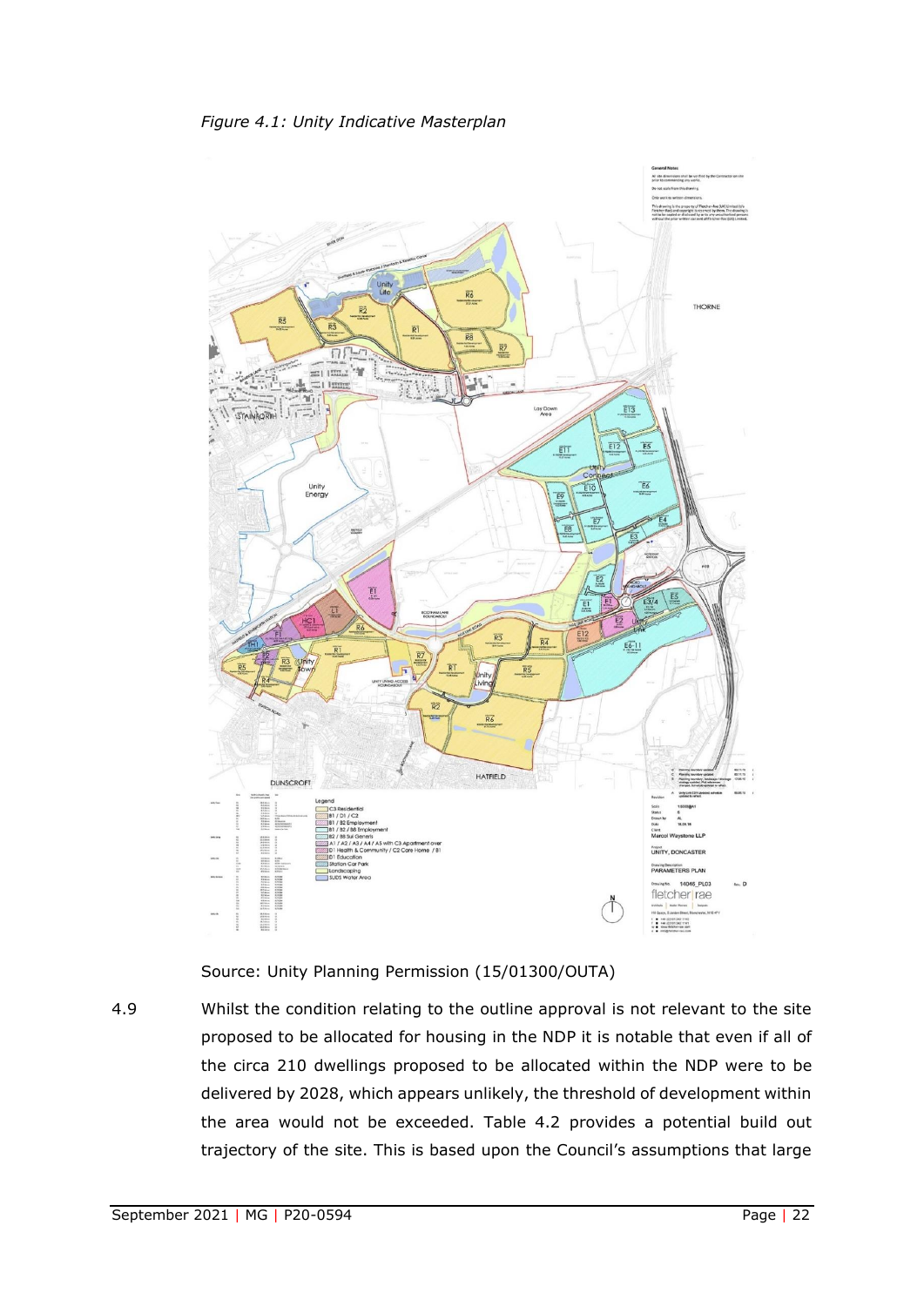*Figure 4.1: Unity Indicative Masterplan*

Source: Unity Planning Permission (15/01300/OUTA)

4.9 Whilst the condition relating to the outline approval is not relevant to the site proposed to be allocated for housing in the NDP it is notable that even if all of the circa 210 dwellings proposed to be allocated within the NDP were to be delivered by 2028, which appears unlikely, the threshold of development within the area would not be exceeded. Table 4.2 provides a potential build out trajectory of the site. This is based upon the Council's assumptions that large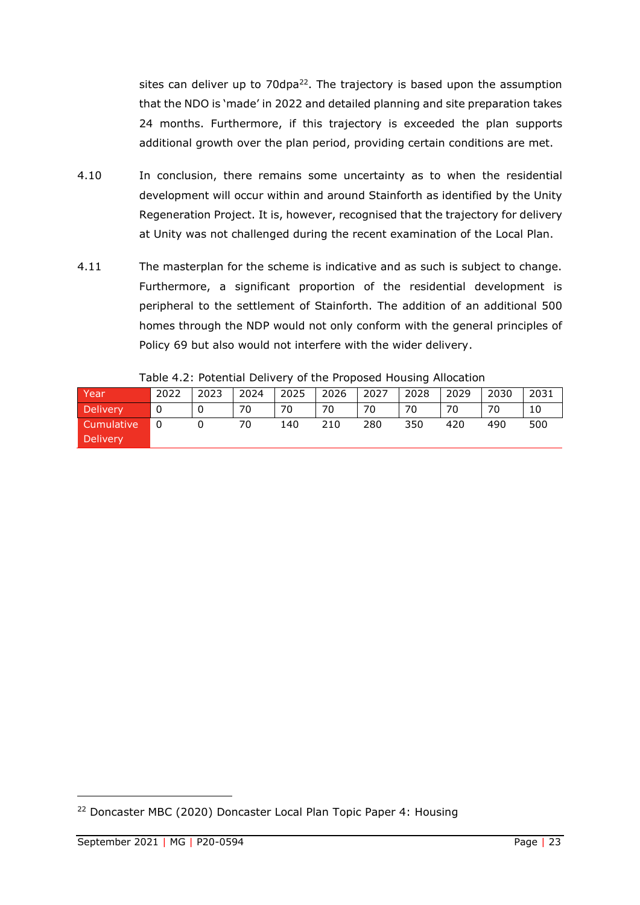sites can deliver up to 70dpa[22]. The trajectory is based upon the assumption that the NDO is 'made' in 2022 and detailed planning and site preparation takes 24 months. Furthermore, if this trajectory is exceeded the plan supports additional growth over the plan period, providing certain conditions are met.

4.10 In conclusion, there remains some uncertainty as to when the residential development will occur within and around Stainforth as identified by the Unity Regeneration Project. It is, however, recognised that the trajectory for delivery at Unity was not challenged during the recent examination of the Local Plan.

4.11 The masterplan for the scheme is indicative and as such is subject to change. Furthermore, a significant proportion of the residential development is peripheral to the settlement of Stainforth. The addition of an additional 500 homes through the NDP would not only conform with the general principles of Policy 69 but also would not interfere with the wider delivery.

Table 4.2: Potential Delivery of the Proposed Housing Allocation

| Year | 2022 | 2023 | 2024 | 2025 | 2026 | 2027 | 2028 | 2029 | 2030 | 2031 |
|---|---|---|---|---|---|---|---|---|---|---|
| Delivery | 0 | 0 | 70 | 70 | 70 | 70 | 70 | 70 | 70 | 10 |
| Cumulative Delivery | 0 | 0 | 70 | 140 | 210 | 280 | 350 | 420 | 490 | 500 |

[22] Doncaster MBC (2020) Doncaster Local Plan Topic Paper 4: Housing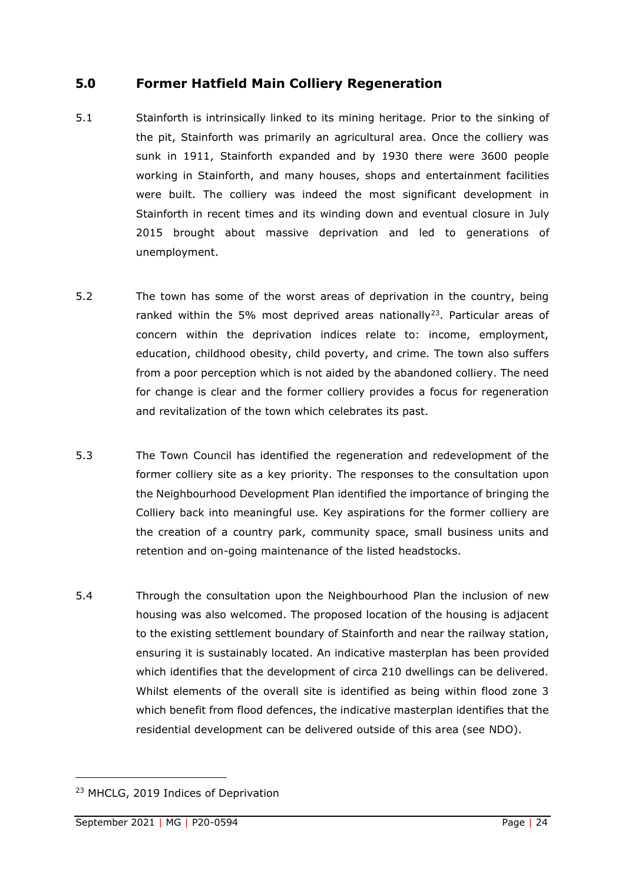## 5.0 Former Hatfield Main Colliery Regeneration

5.1 Stainforth is intrinsically linked to its mining heritage. Prior to the sinking of the pit, Stainforth was primarily an agricultural area. Once the colliery was sunk in 1911, Stainforth expanded and by 1930 there were 3600 people working in Stainforth, and many houses, shops and entertainment facilities were built. The colliery was indeed the most significant development in Stainforth in recent times and its winding down and eventual closure in July 2015 brought about massive deprivation and led to generations of unemployment.

5.2 The town has some of the worst areas of deprivation in the country, being ranked within the 5% most deprived areas nationally[23]. Particular areas of concern within the deprivation indices relate to: income, employment, education, childhood obesity, child poverty, and crime. The town also suffers from a poor perception which is not aided by the abandoned colliery. The need for change is clear and the former colliery provides a focus for regeneration and revitalization of the town which celebrates its past.

5.3 The Town Council has identified the regeneration and redevelopment of the former colliery site as a key priority. The responses to the consultation upon the Neighbourhood Development Plan identified the importance of bringing the Colliery back into meaningful use. Key aspirations for the former colliery are the creation of a country park, community space, small business units and retention and on-going maintenance of the listed headstocks.

5.4 Through the consultation upon the Neighbourhood Plan the inclusion of new housing was also welcomed. The proposed location of the housing is adjacent to the existing settlement boundary of Stainforth and near the railway station, ensuring it is sustainably located. An indicative masterplan has been provided which identifies that the development of circa 210 dwellings can be delivered. Whilst elements of the overall site is identified as being within flood zone 3 which benefit from flood defences, the indicative masterplan identifies that the residential development can be delivered outside of this area (see NDO).

---

[23] MHCLG, 2019 Indices of Deprivation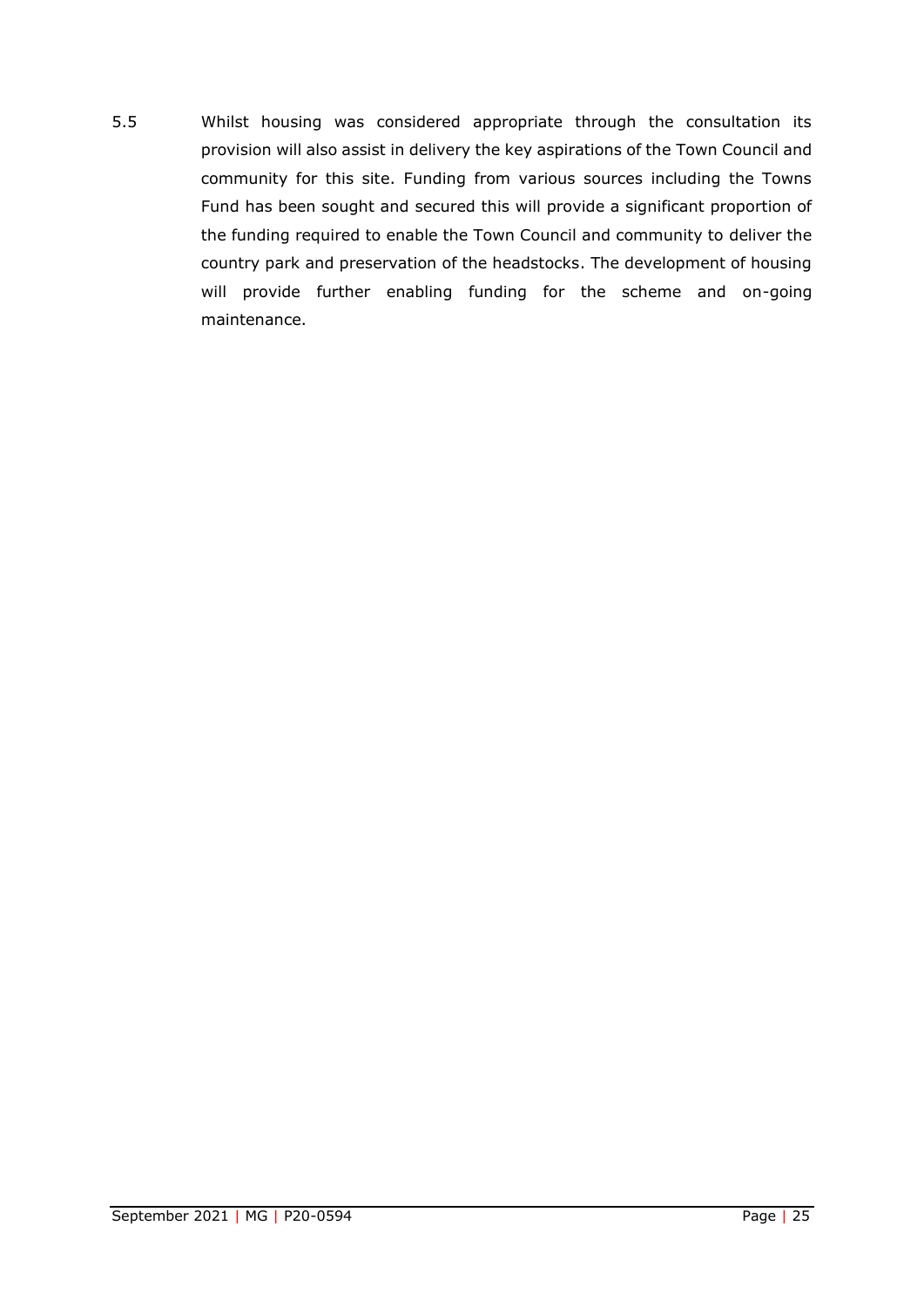5.5 Whilst housing was considered appropriate through the consultation its provision will also assist in delivery the key aspirations of the Town Council and community for this site. Funding from various sources including the Towns Fund has been sought and secured this will provide a significant proportion of the funding required to enable the Town Council and community to deliver the country park and preservation of the headstocks. The development of housing will provide further enabling funding for the scheme and on-going maintenance.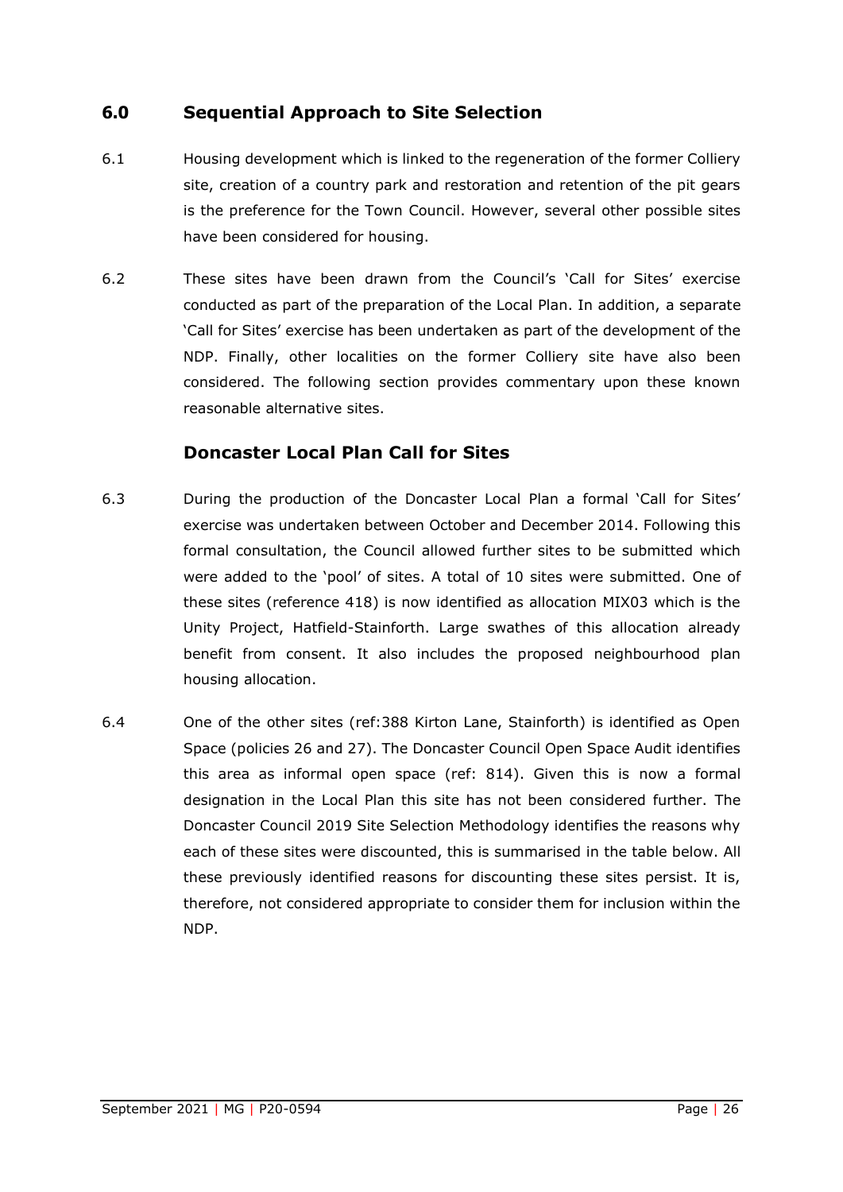## 6.0 Sequential Approach to Site Selection

6.1 Housing development which is linked to the regeneration of the former Colliery site, creation of a country park and restoration and retention of the pit gears is the preference for the Town Council. However, several other possible sites have been considered for housing.

6.2 These sites have been drawn from the Council's 'Call for Sites' exercise conducted as part of the preparation of the Local Plan. In addition, a separate 'Call for Sites' exercise has been undertaken as part of the development of the NDP. Finally, other localities on the former Colliery site have also been considered. The following section provides commentary upon these known reasonable alternative sites.

### Doncaster Local Plan Call for Sites

6.3 During the production of the Doncaster Local Plan a formal 'Call for Sites' exercise was undertaken between October and December 2014. Following this formal consultation, the Council allowed further sites to be submitted which were added to the 'pool' of sites. A total of 10 sites were submitted. One of these sites (reference 418) is now identified as allocation MIX03 which is the Unity Project, Hatfield-Stainforth. Large swathes of this allocation already benefit from consent. It also includes the proposed neighbourhood plan housing allocation.

6.4 One of the other sites (ref:388 Kirton Lane, Stainforth) is identified as Open Space (policies 26 and 27). The Doncaster Council Open Space Audit identifies this area as informal open space (ref: 814). Given this is now a formal designation in the Local Plan this site has not been considered further. The Doncaster Council 2019 Site Selection Methodology identifies the reasons why each of these sites were discounted, this is summarised in the table below. All these previously identified reasons for discounting these sites persist. It is, therefore, not considered appropriate to consider them for inclusion within the NDP.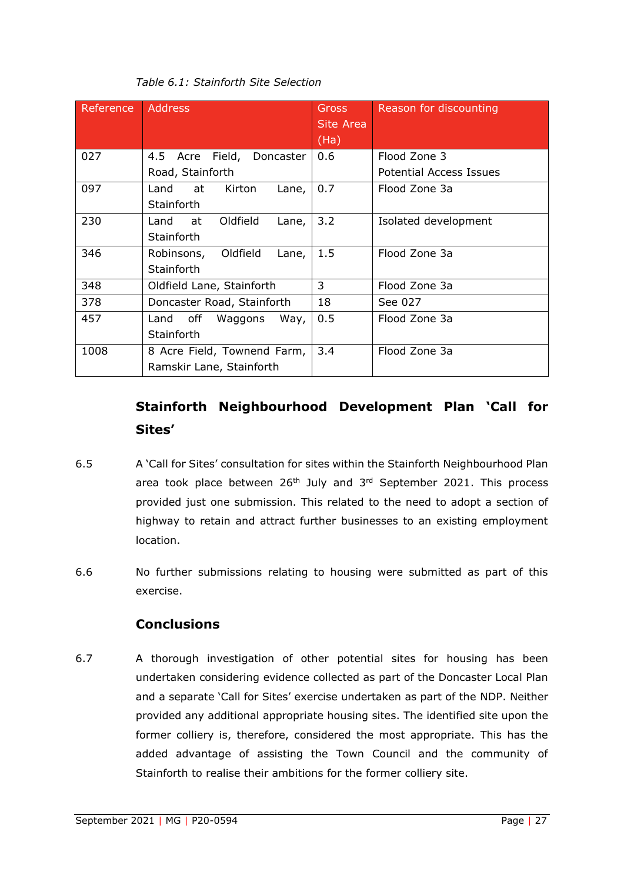*Table 6.1: Stainforth Site Selection*

| Reference | Address | Gross Site Area (Ha) | Reason for discounting |
|---|---|---|---|
| 027 | 4.5 Acre Field, Doncaster Road, Stainforth | 0.6 | Flood Zone 3<br>Potential Access Issues |
| 097 | Land at Kirton Lane, Stainforth | 0.7 | Flood Zone 3a |
| 230 | Land at Oldfield Lane, Stainforth | 3.2 | Isolated development |
| 346 | Robinsons, Oldfield Lane, Stainforth | 1.5 | Flood Zone 3a |
| 348 | Oldfield Lane, Stainforth | 3 | Flood Zone 3a |
| 378 | Doncaster Road, Stainforth | 18 | See 027 |
| 457 | Land off Waggons Way, Stainforth | 0.5 | Flood Zone 3a |
| 1008 | 8 Acre Field, Townend Farm, Ramskir Lane, Stainforth | 3.4 | Flood Zone 3a |

## Stainforth Neighbourhood Development Plan 'Call for Sites'

6.5 A 'Call for Sites' consultation for sites within the Stainforth Neighbourhood Plan area took place between 26th July and 3rd September 2021. This process provided just one submission. This related to the need to adopt a section of highway to retain and attract further businesses to an existing employment location.

6.6 No further submissions relating to housing were submitted as part of this exercise.

## Conclusions

6.7 A thorough investigation of other potential sites for housing has been undertaken considering evidence collected as part of the Doncaster Local Plan and a separate 'Call for Sites' exercise undertaken as part of the NDP. Neither provided any additional appropriate housing sites. The identified site upon the former colliery is, therefore, considered the most appropriate. This has the added advantage of assisting the Town Council and the community of Stainforth to realise their ambitions for the former colliery site.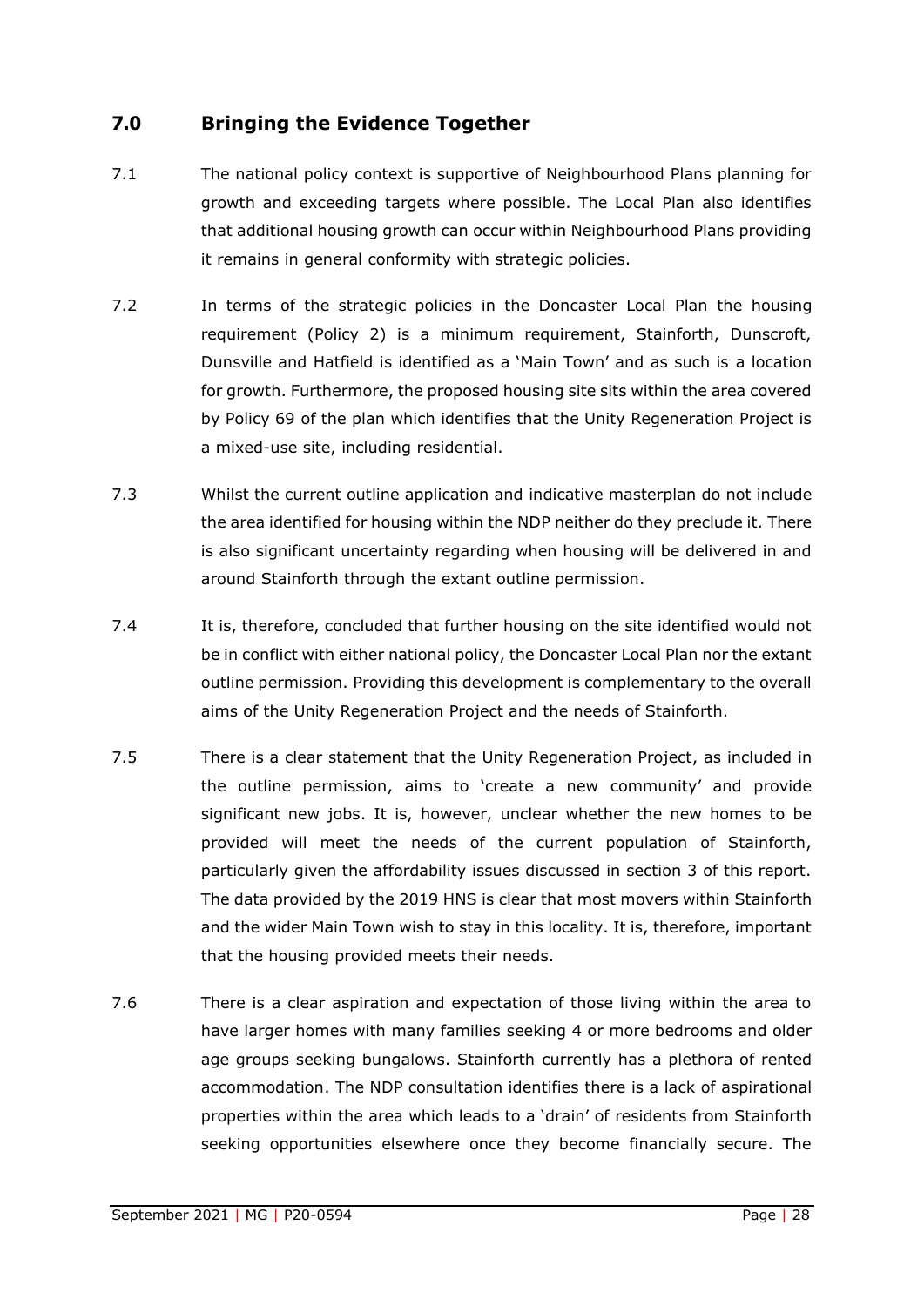## 7.0 Bringing the Evidence Together

7.1 The national policy context is supportive of Neighbourhood Plans planning for growth and exceeding targets where possible. The Local Plan also identifies that additional housing growth can occur within Neighbourhood Plans providing it remains in general conformity with strategic policies.

7.2 In terms of the strategic policies in the Doncaster Local Plan the housing requirement (Policy 2) is a minimum requirement, Stainforth, Dunscroft, Dunsville and Hatfield is identified as a 'Main Town' and as such is a location for growth. Furthermore, the proposed housing site sits within the area covered by Policy 69 of the plan which identifies that the Unity Regeneration Project is a mixed-use site, including residential.

7.3 Whilst the current outline application and indicative masterplan do not include the area identified for housing within the NDP neither do they preclude it. There is also significant uncertainty regarding when housing will be delivered in and around Stainforth through the extant outline permission.

7.4 It is, therefore, concluded that further housing on the site identified would not be in conflict with either national policy, the Doncaster Local Plan nor the extant outline permission. Providing this development is complementary to the overall aims of the Unity Regeneration Project and the needs of Stainforth.

7.5 There is a clear statement that the Unity Regeneration Project, as included in the outline permission, aims to 'create a new community' and provide significant new jobs. It is, however, unclear whether the new homes to be provided will meet the needs of the current population of Stainforth, particularly given the affordability issues discussed in section 3 of this report. The data provided by the 2019 HNS is clear that most movers within Stainforth and the wider Main Town wish to stay in this locality. It is, therefore, important that the housing provided meets their needs.

7.6 There is a clear aspiration and expectation of those living within the area to have larger homes with many families seeking 4 or more bedrooms and older age groups seeking bungalows. Stainforth currently has a plethora of rented accommodation. The NDP consultation identifies there is a lack of aspirational properties within the area which leads to a 'drain' of residents from Stainforth seeking opportunities elsewhere once they become financially secure. The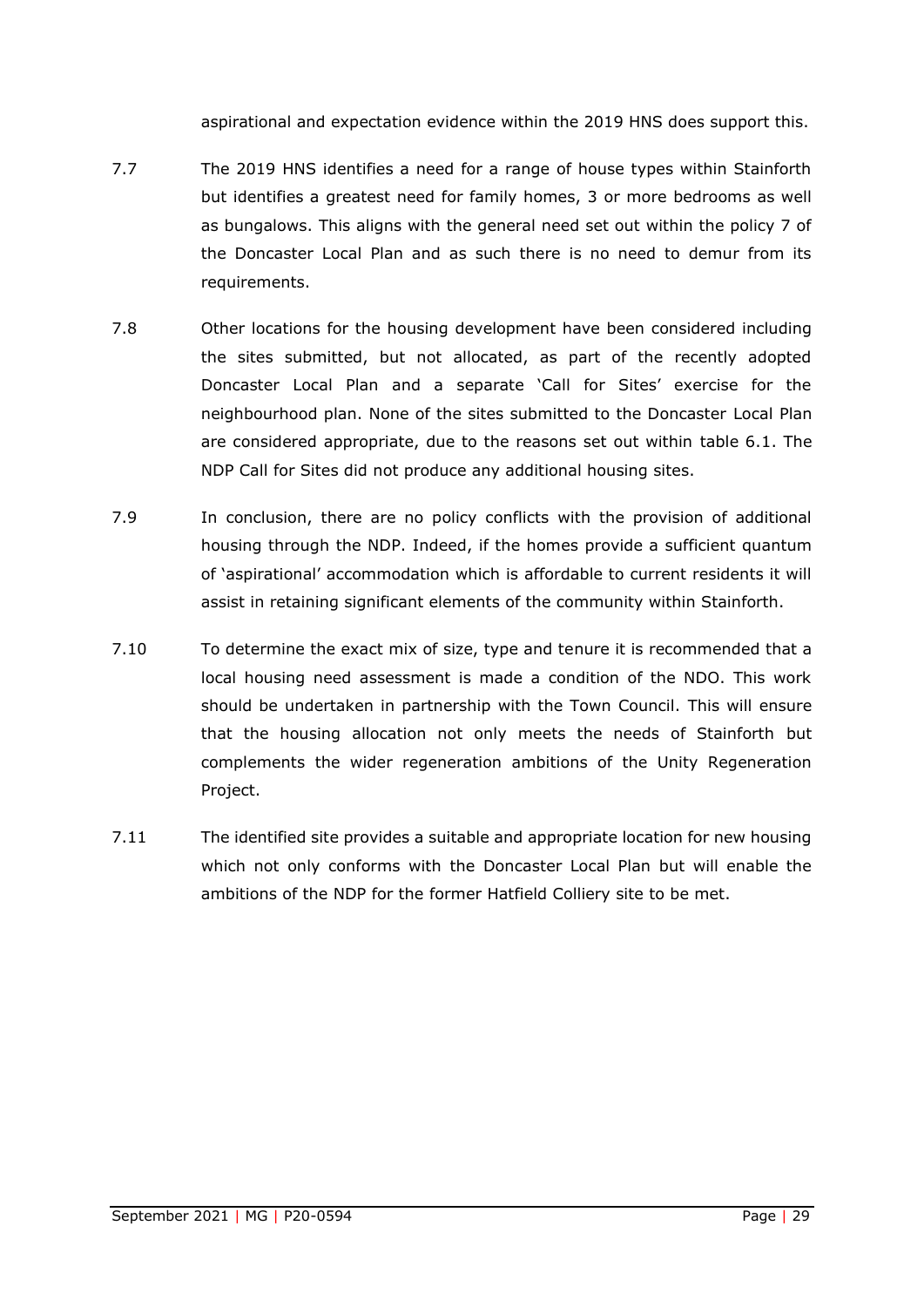aspirational and expectation evidence within the 2019 HNS does support this.

7.7 The 2019 HNS identifies a need for a range of house types within Stainforth but identifies a greatest need for family homes, 3 or more bedrooms as well as bungalows. This aligns with the general need set out within the policy 7 of the Doncaster Local Plan and as such there is no need to demur from its requirements.

7.8 Other locations for the housing development have been considered including the sites submitted, but not allocated, as part of the recently adopted Doncaster Local Plan and a separate 'Call for Sites' exercise for the neighbourhood plan. None of the sites submitted to the Doncaster Local Plan are considered appropriate, due to the reasons set out within table 6.1. The NDP Call for Sites did not produce any additional housing sites.

7.9 In conclusion, there are no policy conflicts with the provision of additional housing through the NDP. Indeed, if the homes provide a sufficient quantum of 'aspirational' accommodation which is affordable to current residents it will assist in retaining significant elements of the community within Stainforth.

7.10 To determine the exact mix of size, type and tenure it is recommended that a local housing need assessment is made a condition of the NDO. This work should be undertaken in partnership with the Town Council. This will ensure that the housing allocation not only meets the needs of Stainforth but complements the wider regeneration ambitions of the Unity Regeneration Project.

7.11 The identified site provides a suitable and appropriate location for new housing which not only conforms with the Doncaster Local Plan but will enable the ambitions of the NDP for the former Hatfield Colliery site to be met.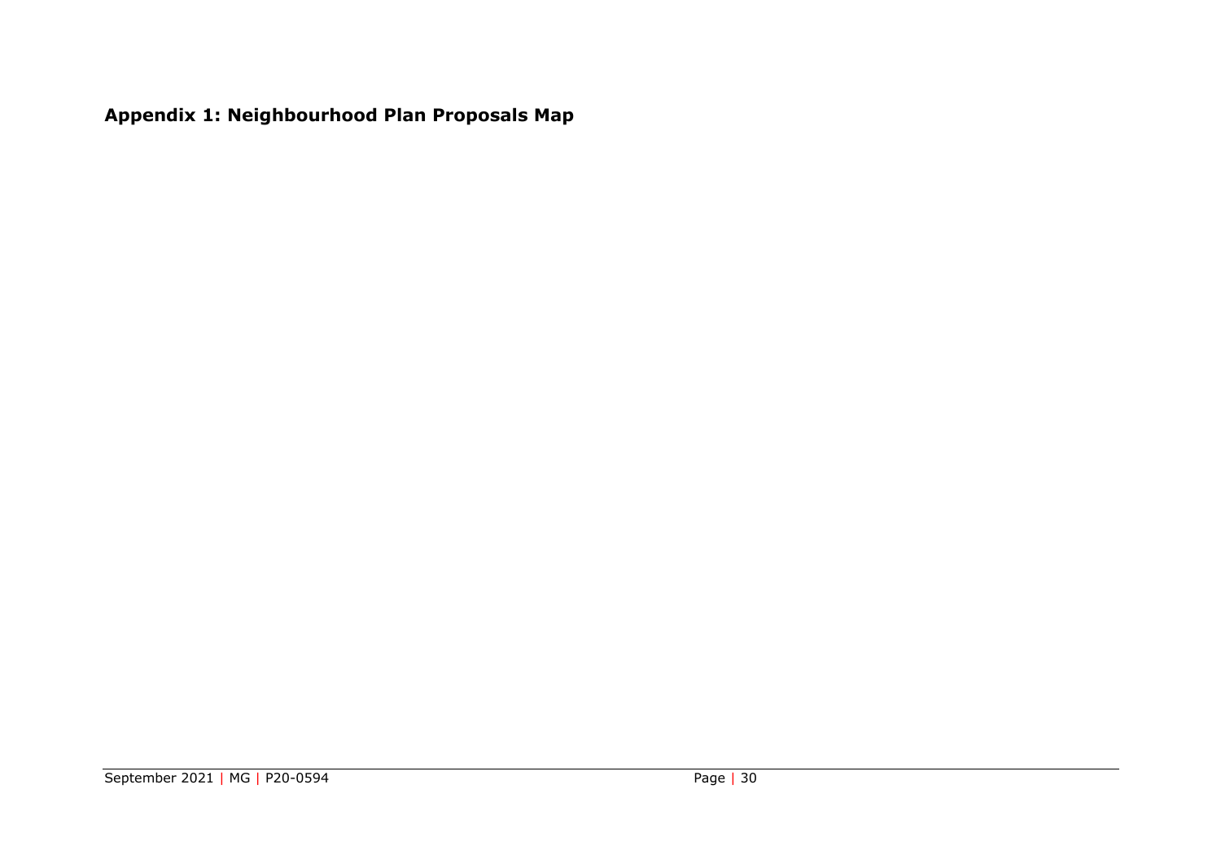**Appendix 1: Neighbourhood Plan Proposals Map**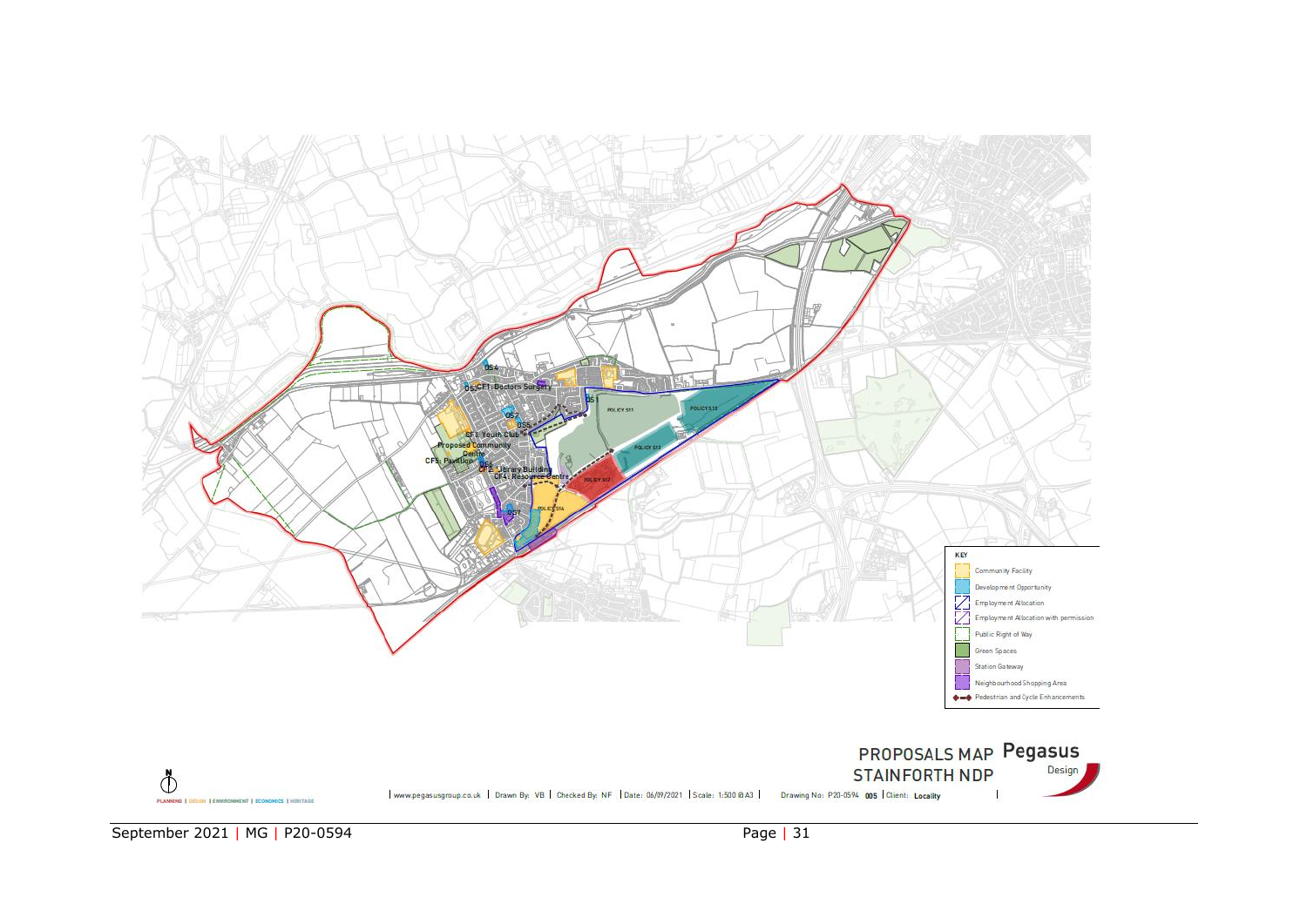KEY

Community Facility

Development Opportunity

Employment Allocation

Employment Allocation with permission

Public Right of Way

Green Spaces

Station Gateway

Neighbourhood Shopping Area

Pedestrian and Cycle Enhancements

OS4

OS3

CF1: Doctors Surgery

OS1

OS2

OS5

CF1: Youth Club

Proposed Community Centre

CF3: Pavilion

OS6

CF2: Library Building

CF4: Resource Centre

OS7

POLICY S11

POLICY S13

POLICY S13

POLICY S12

POLICY S14

PROPOSALS MAP

STAINFORTH NDP

Pegasus Design

PLANNING | DESIGN | ENVIRONMENT | ECONOMICS | HERITAGE

www.pegasusgroup.co.uk | Drawn By: VB | Checked By: NF | Date: 06/09/2021 | Scale: 1:500 @ A3 | Drawing No: P20-0594 005 | Client: Locality